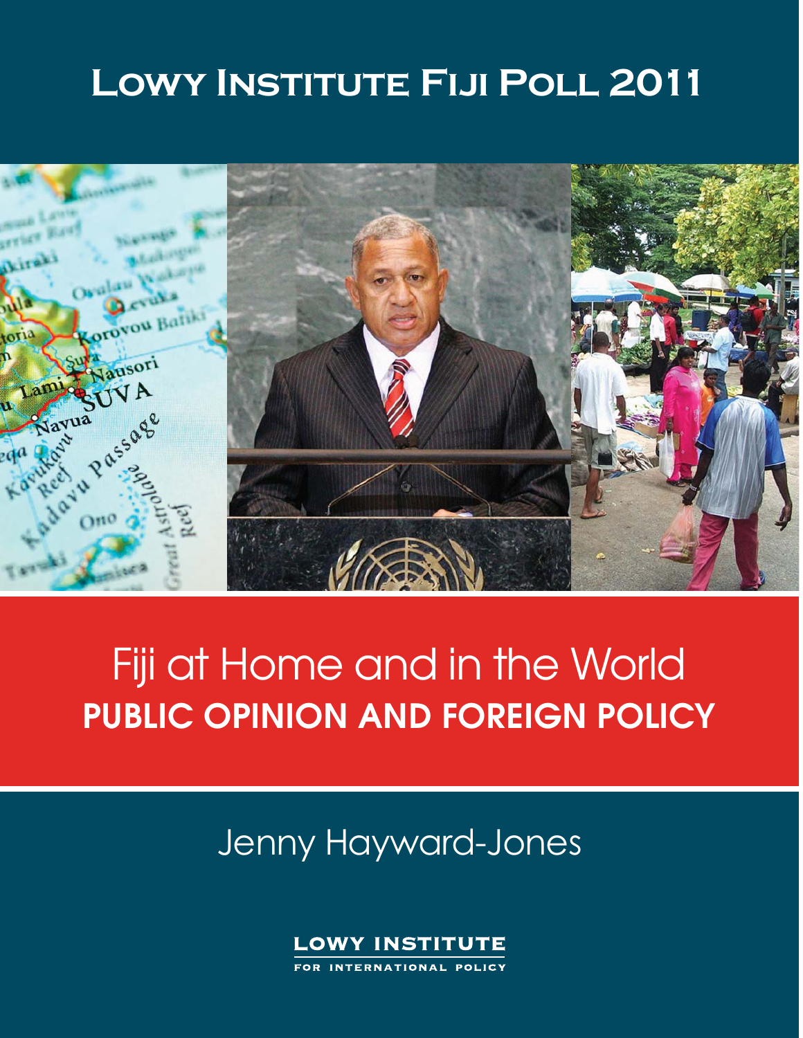# Lowy Institute Fiji Poll 2011

# Fiji at Home and in the World

## PUBLIC OPINION AND FOREIGN POLICY

Jenny Hayward-Jones

LOWY INSTITUTE FOR INTERNATIONAL POLICY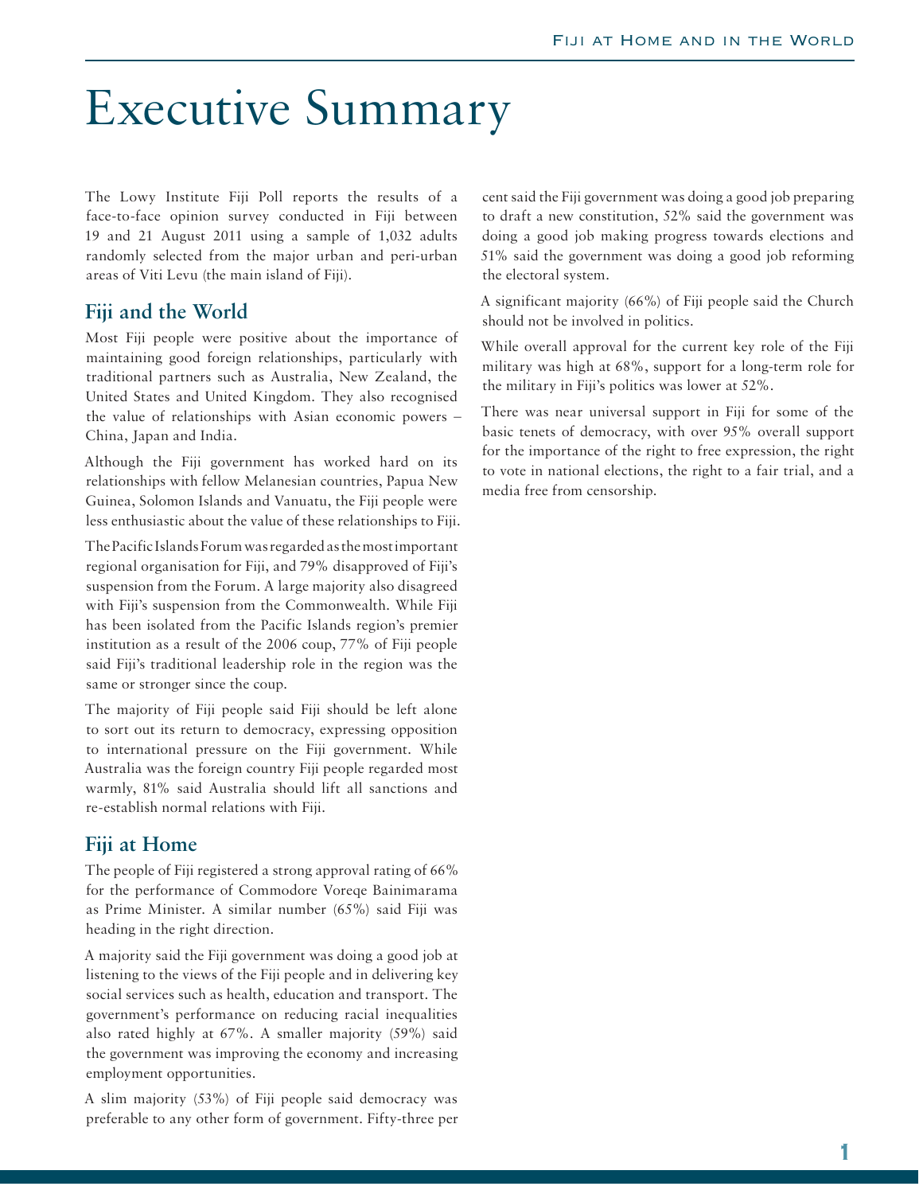# Executive Summary

The Lowy Institute Fiji Poll reports the results of a face-to-face opinion survey conducted in Fiji between 19 and 21 August 2011 using a sample of 1,032 adults randomly selected from the major urban and peri-urban areas of Viti Levu (the main island of Fiji).

## Fiji and the World

Most Fiji people were positive about the importance of maintaining good foreign relationships, particularly with traditional partners such as Australia, New Zealand, the United States and United Kingdom. They also recognised the value of relationships with Asian economic powers – China, Japan and India.

Although the Fiji government has worked hard on its relationships with fellow Melanesian countries, Papua New Guinea, Solomon Islands and Vanuatu, the Fiji people were less enthusiastic about the value of these relationships to Fiji.

The Pacific Islands Forum was regarded as the most important regional organisation for Fiji, and 79% disapproved of Fiji's suspension from the Forum. A large majority also disagreed with Fiji's suspension from the Commonwealth. While Fiji has been isolated from the Pacific Islands region's premier institution as a result of the 2006 coup, 77% of Fiji people said Fiji's traditional leadership role in the region was the same or stronger since the coup.

The majority of Fiji people said Fiji should be left alone to sort out its return to democracy, expressing opposition to international pressure on the Fiji government. While Australia was the foreign country Fiji people regarded most warmly, 81% said Australia should lift all sanctions and re-establish normal relations with Fiji.

## Fiji at Home

The people of Fiji registered a strong approval rating of 66% for the performance of Commodore Voreqe Bainimarama as Prime Minister. A similar number (65%) said Fiji was heading in the right direction.

A majority said the Fiji government was doing a good job at listening to the views of the Fiji people and in delivering key social services such as health, education and transport. The government's performance on reducing racial inequalities also rated highly at 67%. A smaller majority (59%) said the government was improving the economy and increasing employment opportunities.

A slim majority (53%) of Fiji people said democracy was preferable to any other form of government. Fifty-three per cent said the Fiji government was doing a good job preparing to draft a new constitution, 52% said the government was doing a good job making progress towards elections and 51% said the government was doing a good job reforming the electoral system.

A significant majority (66%) of Fiji people said the Church should not be involved in politics.

While overall approval for the current key role of the Fiji military was high at 68%, support for a long-term role for the military in Fiji's politics was lower at 52%.

There was near universal support in Fiji for some of the basic tenets of democracy, with over 95% overall support for the importance of the right to free expression, the right to vote in national elections, the right to a fair trial, and a media free from censorship.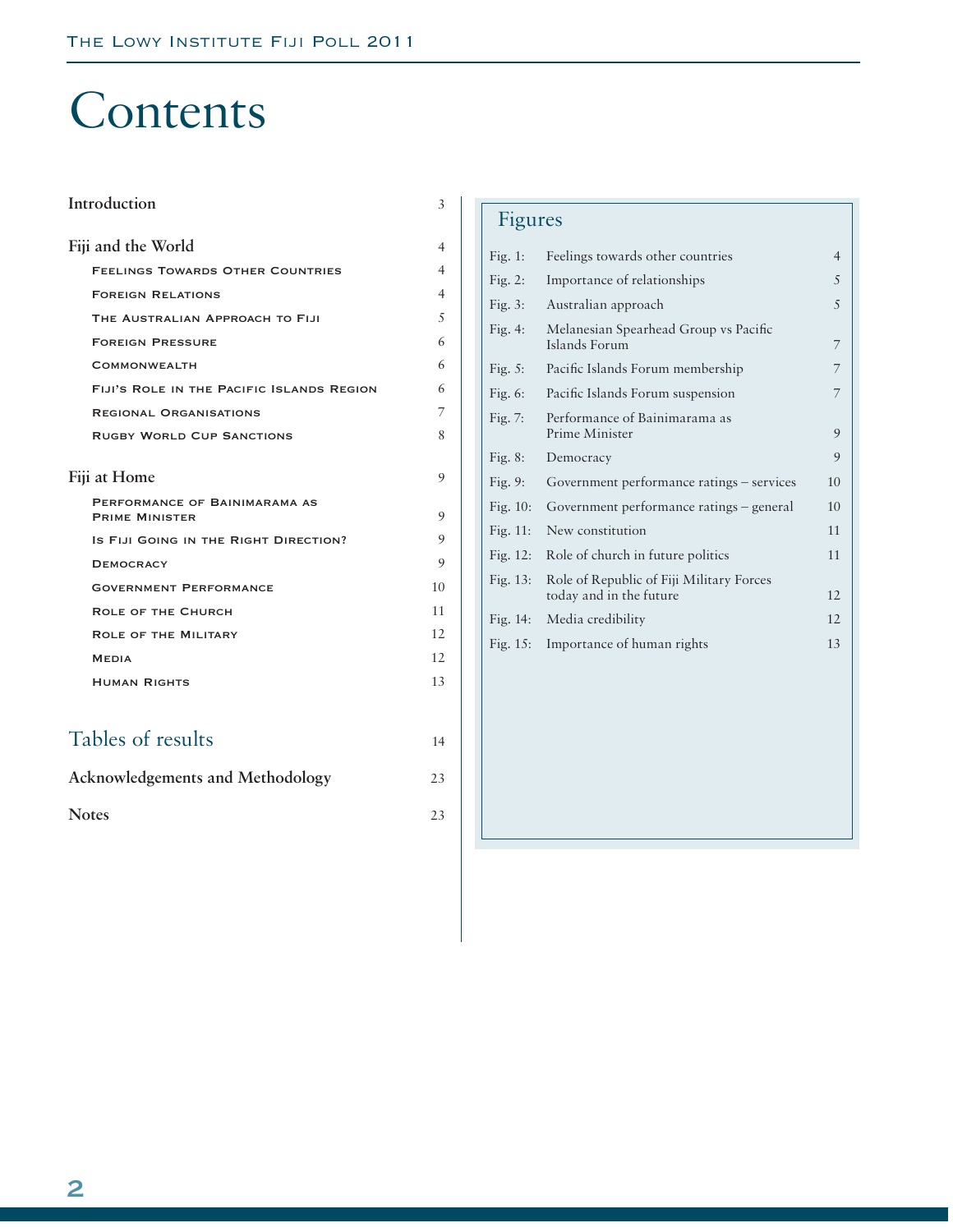# Contents

| | |
|---|---|
| **Introduction** | 3 |
| **Fiji and the World** | 4 |
| Feelings Towards Other Countries | 4 |
| Foreign Relations | 4 |
| The Australian Approach to Fiji | 5 |
| Foreign Pressure | 6 |
| Commonwealth | 6 |
| Fiji's Role in the Pacific Islands Region | 6 |
| Regional Organisations | 7 |
| Rugby World Cup Sanctions | 8 |
| **Fiji at Home** | 9 |
| Performance of Bainimarama as Prime Minister | 9 |
| Is Fiji Going in the Right Direction? | 9 |
| Democracy | 9 |
| Government Performance | 10 |
| Role of the Church | 11 |
| Role of the Military | 12 |
| Media | 12 |
| Human Rights | 13 |
| **Tables of results** | 14 |
| **Acknowledgements and Methodology** | 23 |
| **Notes** | 23 |

## Figures

| | | |
|---|---|---|
| Fig. 1: | Feelings towards other countries | 4 |
| Fig. 2: | Importance of relationships | 5 |
| Fig. 3: | Australian approach | 5 |
| Fig. 4: | Melanesian Spearhead Group vs Pacific Islands Forum | 7 |
| Fig. 5: | Pacific Islands Forum membership | 7 |
| Fig. 6: | Pacific Islands Forum suspension | 7 |
| Fig. 7: | Performance of Bainimarama as Prime Minister | 9 |
| Fig. 8: | Democracy | 9 |
| Fig. 9: | Government performance ratings – services | 10 |
| Fig. 10: | Government performance ratings – general | 10 |
| Fig. 11: | New constitution | 11 |
| Fig. 12: | Role of church in future politics | 11 |
| Fig. 13: | Role of Republic of Fiji Military Forces today and in the future | 12 |
| Fig. 14: | Media credibility | 12 |
| Fig. 15: | Importance of human rights | 13 |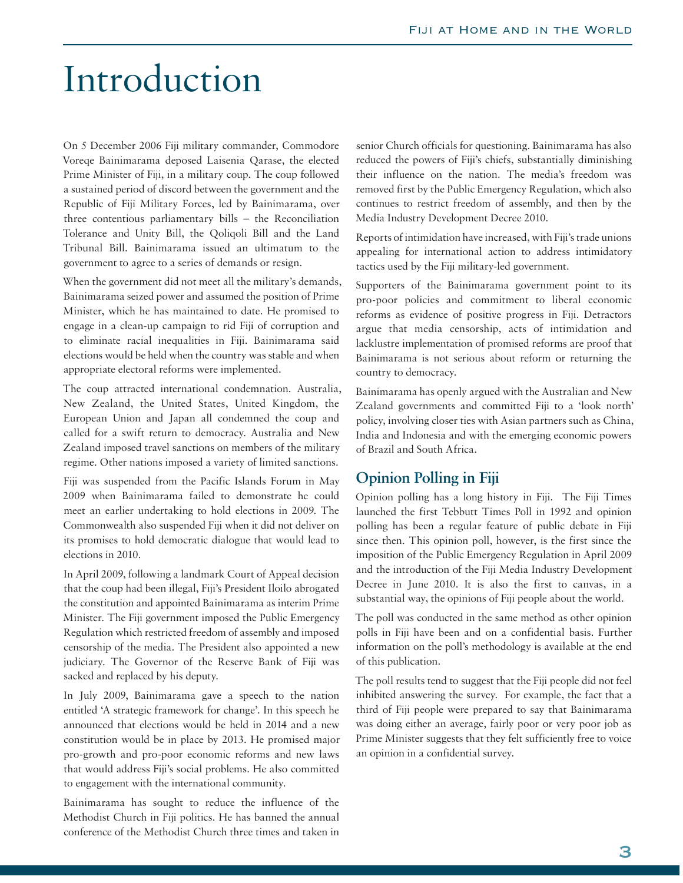# Introduction

On 5 December 2006 Fiji military commander, Commodore Voreqe Bainimarama deposed Laisenia Qarase, the elected Prime Minister of Fiji, in a military coup. The coup followed a sustained period of discord between the government and the Republic of Fiji Military Forces, led by Bainimarama, over three contentious parliamentary bills – the Reconciliation Tolerance and Unity Bill, the Qoliqoli Bill and the Land Tribunal Bill. Bainimarama issued an ultimatum to the government to agree to a series of demands or resign.

When the government did not meet all the military's demands, Bainimarama seized power and assumed the position of Prime Minister, which he has maintained to date. He promised to engage in a clean-up campaign to rid Fiji of corruption and to eliminate racial inequalities in Fiji. Bainimarama said elections would be held when the country was stable and when appropriate electoral reforms were implemented.

The coup attracted international condemnation. Australia, New Zealand, the United States, United Kingdom, the European Union and Japan all condemned the coup and called for a swift return to democracy. Australia and New Zealand imposed travel sanctions on members of the military regime. Other nations imposed a variety of limited sanctions.

Fiji was suspended from the Pacific Islands Forum in May 2009 when Bainimarama failed to demonstrate he could meet an earlier undertaking to hold elections in 2009. The Commonwealth also suspended Fiji when it did not deliver on its promises to hold democratic dialogue that would lead to elections in 2010.

In April 2009, following a landmark Court of Appeal decision that the coup had been illegal, Fiji's President Iloilo abrogated the constitution and appointed Bainimarama as interim Prime Minister. The Fiji government imposed the Public Emergency Regulation which restricted freedom of assembly and imposed censorship of the media. The President also appointed a new judiciary. The Governor of the Reserve Bank of Fiji was sacked and replaced by his deputy.

In July 2009, Bainimarama gave a speech to the nation entitled 'A strategic framework for change'. In this speech he announced that elections would be held in 2014 and a new constitution would be in place by 2013. He promised major pro-growth and pro-poor economic reforms and new laws that would address Fiji's social problems. He also committed to engagement with the international community.

Bainimarama has sought to reduce the influence of the Methodist Church in Fiji politics. He has banned the annual conference of the Methodist Church three times and taken in senior Church officials for questioning. Bainimarama has also reduced the powers of Fiji's chiefs, substantially diminishing their influence on the nation. The media's freedom was removed first by the Public Emergency Regulation, which also continues to restrict freedom of assembly, and then by the Media Industry Development Decree 2010.

Reports of intimidation have increased, with Fiji's trade unions appealing for international action to address intimidatory tactics used by the Fiji military-led government.

Supporters of the Bainimarama government point to its pro-poor policies and commitment to liberal economic reforms as evidence of positive progress in Fiji. Detractors argue that media censorship, acts of intimidation and lacklustre implementation of promised reforms are proof that Bainimarama is not serious about reform or returning the country to democracy.

Bainimarama has openly argued with the Australian and New Zealand governments and committed Fiji to a 'look north' policy, involving closer ties with Asian partners such as China, India and Indonesia and with the emerging economic powers of Brazil and South Africa.

## Opinion Polling in Fiji

Opinion polling has a long history in Fiji. The Fiji Times launched the first Tebbutt Times Poll in 1992 and opinion polling has been a regular feature of public debate in Fiji since then. This opinion poll, however, is the first since the imposition of the Public Emergency Regulation in April 2009 and the introduction of the Fiji Media Industry Development Decree in June 2010. It is also the first to canvas, in a substantial way, the opinions of Fiji people about the world.

The poll was conducted in the same method as other opinion polls in Fiji have been and on a confidential basis. Further information on the poll's methodology is available at the end of this publication.

The poll results tend to suggest that the Fiji people did not feel inhibited answering the survey. For example, the fact that a third of Fiji people were prepared to say that Bainimarama was doing either an average, fairly poor or very poor job as Prime Minister suggests that they felt sufficiently free to voice an opinion in a confidential survey.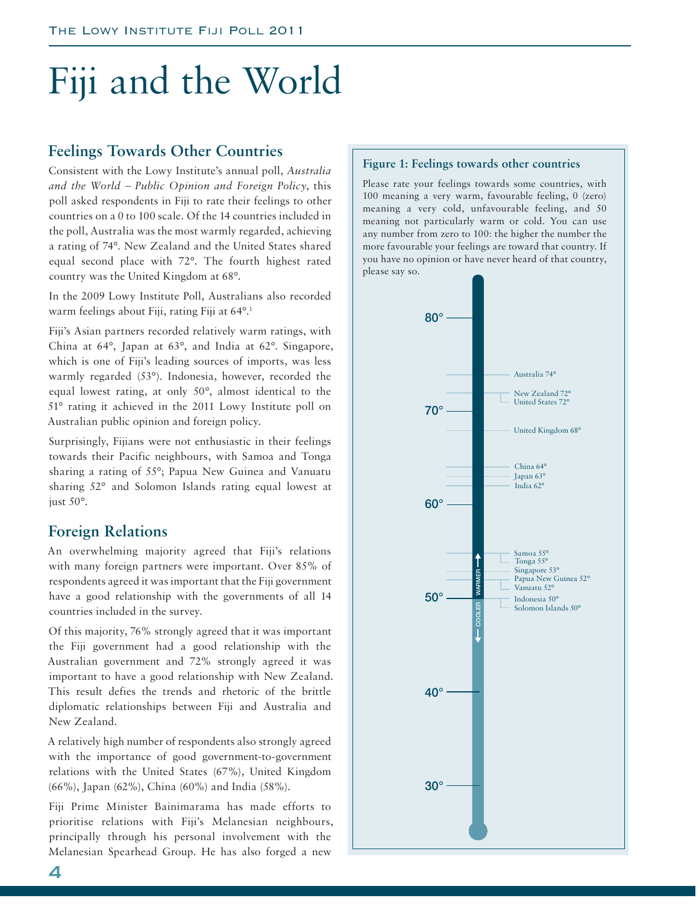# Fiji and the World

## Feelings Towards Other Countries

Consistent with the Lowy Institute's annual poll, *Australia and the World – Public Opinion and Foreign Policy*, this poll asked respondents in Fiji to rate their feelings to other countries on a 0 to 100 scale. Of the 14 countries included in the poll, Australia was the most warmly regarded, achieving a rating of 74°. New Zealand and the United States shared equal second place with 72°. The fourth highest rated country was the United Kingdom at 68°.

In the 2009 Lowy Institute Poll, Australians also recorded warm feelings about Fiji, rating Fiji at 64°.[1]

Fiji's Asian partners recorded relatively warm ratings, with China at 64°, Japan at 63°, and India at 62°. Singapore, which is one of Fiji's leading sources of imports, was less warmly regarded (53°). Indonesia, however, recorded the equal lowest rating, at only 50°, almost identical to the 51° rating it achieved in the 2011 Lowy Institute poll on Australian public opinion and foreign policy.

Surprisingly, Fijians were not enthusiastic in their feelings towards their Pacific neighbours, with Samoa and Tonga sharing a rating of 55°; Papua New Guinea and Vanuatu sharing 52° and Solomon Islands rating equal lowest at just 50°.

## Foreign Relations

An overwhelming majority agreed that Fiji's relations with many foreign partners were important. Over 85% of respondents agreed it was important that the Fiji government have a good relationship with the governments of all 14 countries included in the survey.

Of this majority, 76% strongly agreed that it was important the Fiji government had a good relationship with the Australian government and 72% strongly agreed it was important to have a good relationship with New Zealand. This result defies the trends and rhetoric of the brittle diplomatic relationships between Fiji and Australia and New Zealand.

A relatively high number of respondents also strongly agreed with the importance of good government-to-government relations with the United States (67%), United Kingdom (66%), Japan (62%), China (60%) and India (58%).

Fiji Prime Minister Bainimarama has made efforts to prioritise relations with Fiji's Melanesian neighbours, principally through his personal involvement with the Melanesian Spearhead Group. He has also forged a new

**Figure 1: Feelings towards other countries**

Please rate your feelings towards some countries, with 100 meaning a very warm, favourable feeling, 0 (zero) meaning a very cold, unfavourable feeling, and 50 meaning not particularly warm or cold. You can use any number from zero to 100: the higher the number the more favourable your feelings are toward that country. If you have no opinion or have never heard of that country, please say so.

| Country | Rating |
|---|---|
| Australia | 74° |
| New Zealand | 72° |
| United States | 72° |
| United Kingdom | 68° |
| China | 64° |
| Japan | 63° |
| India | 62° |
| Samoa | 55° |
| Tonga | 55° |
| Singapore | 53° |
| Papua New Guinea | 52° |
| Vanuatu | 52° |
| Indonesia | 50° |
| Solomon Islands | 50° |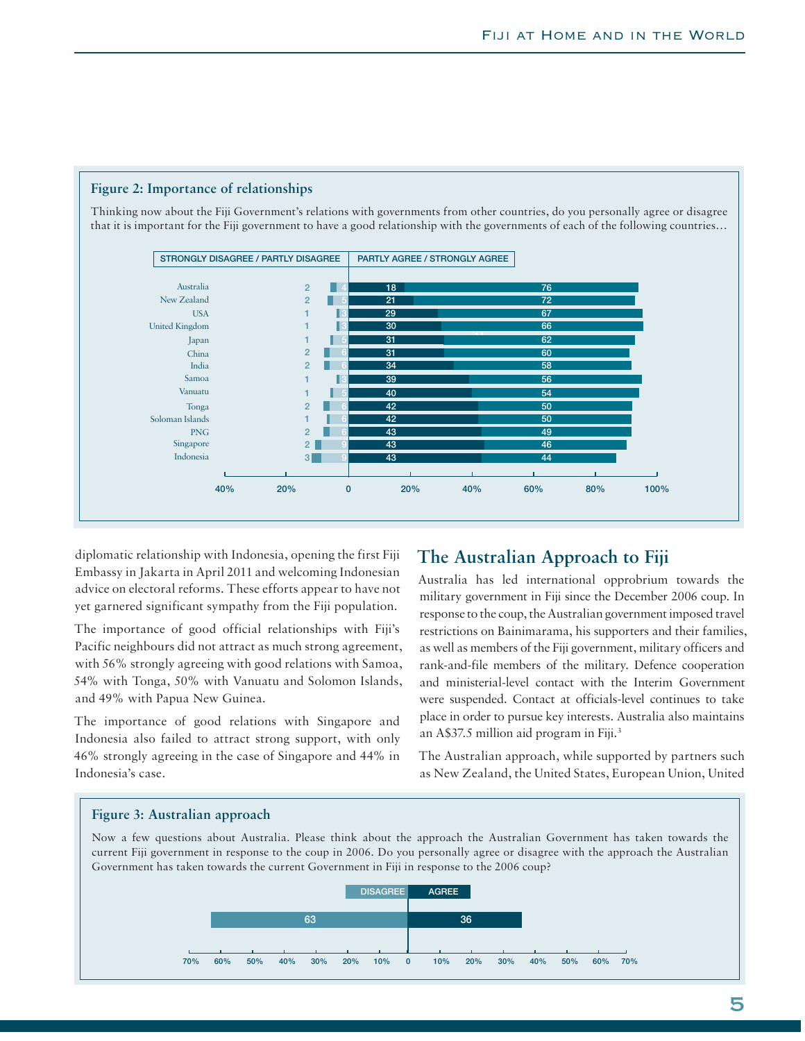### Figure 2: Importance of relationships

Thinking now about the Fiji Government's relations with governments from other countries, do you personally agree or disagree that it is important for the Fiji government to have a good relationship with the governments of each of the following countries…

| Country | Strongly disagree | Partly disagree | Partly agree | Strongly agree |
|---|---|---|---|---|
| Australia | 2 | 4 | 18 | 76 |
| New Zealand | 2 | 5 | 21 | 72 |
| USA | 1 | 3 | 29 | 67 |
| United Kingdom | 1 | 3 | 30 | 66 |
| Japan | 1 | 5 | 31 | 62 |
| China | 2 | 6 | 31 | 60 |
| India | 2 | 6 | 34 | 58 |
| Samoa | 1 | 3 | 39 | 56 |
| Vanuatu | 1 | 5 | 40 | 54 |
| Tonga | 2 | 6 | 42 | 50 |
| Soloman Islands | 1 | 6 | 42 | 50 |
| PNG | 2 | 6 | 43 | 49 |
| Singapore | 2 | 9 | 43 | 46 |
| Indonesia | 3 | 9 | 43 | 44 |

diplomatic relationship with Indonesia, opening the first Fiji Embassy in Jakarta in April 2011 and welcoming Indonesian advice on electoral reforms. These efforts appear to have not yet garnered significant sympathy from the Fiji population.

The importance of good official relationships with Fiji's Pacific neighbours did not attract as much strong agreement, with 56% strongly agreeing with good relations with Samoa, 54% with Tonga, 50% with Vanuatu and Solomon Islands, and 49% with Papua New Guinea.

The importance of good relations with Singapore and Indonesia also failed to attract strong support, with only 46% strongly agreeing in the case of Singapore and 44% in Indonesia's case.

## The Australian Approach to Fiji

Australia has led international opprobrium towards the military government in Fiji since the December 2006 coup. In response to the coup, the Australian government imposed travel restrictions on Bainimarama, his supporters and their families, as well as members of the Fiji government, military officers and rank-and-file members of the military. Defence cooperation and ministerial-level contact with the Interim Government were suspended. Contact at officials-level continues to take place in order to pursue key interests. Australia also maintains an A$37.5 million aid program in Fiji.[3]

The Australian approach, while supported by partners such as New Zealand, the United States, European Union, United

### Figure 3: Australian approach

Now a few questions about Australia. Please think about the approach the Australian Government has taken towards the current Fiji government in response to the coup in 2006. Do you personally agree or disagree with the approach the Australian Government has taken towards the current Government in Fiji in response to the 2006 coup?

| Disagree | Agree |
|---|---|
| 63 | 36 |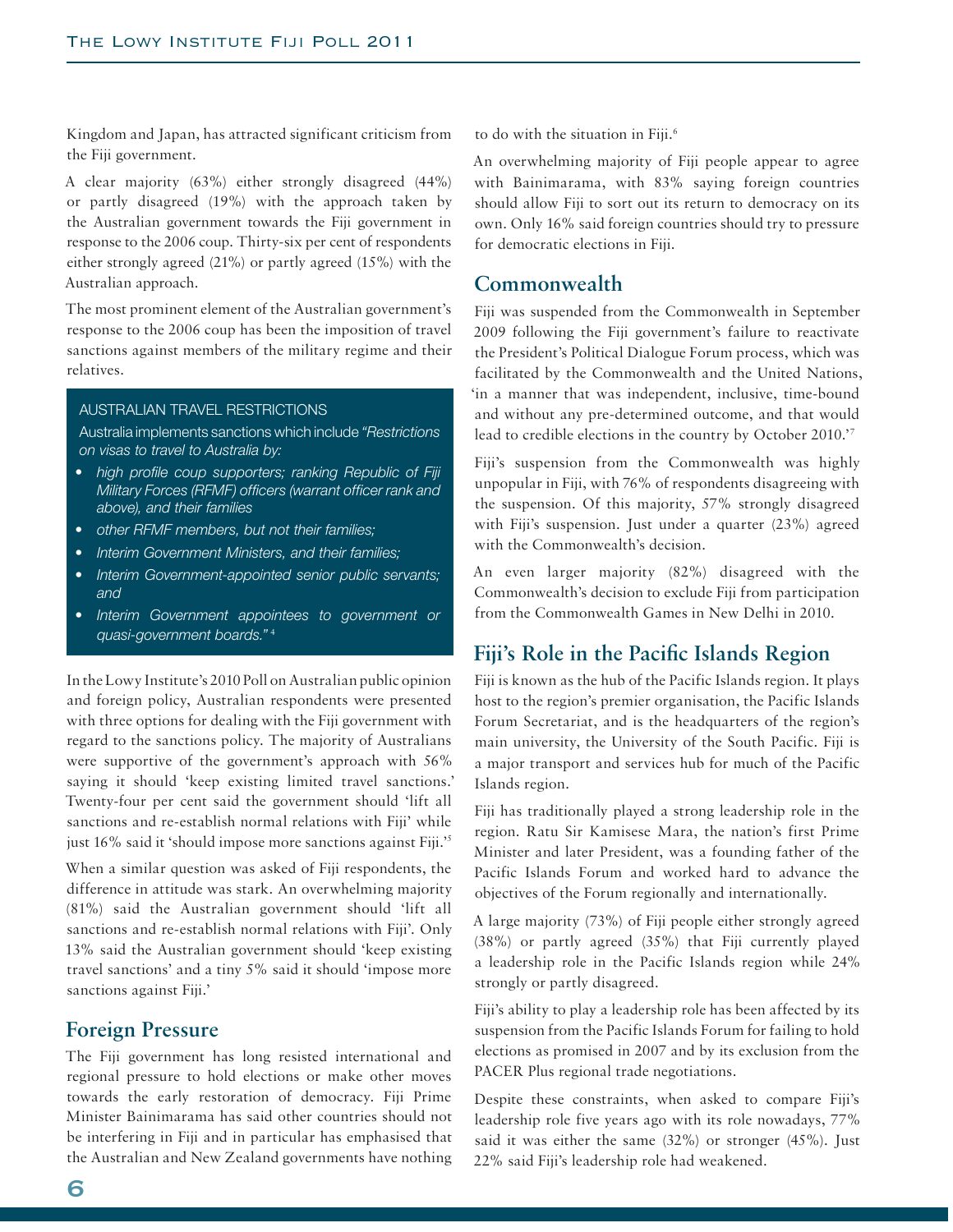Kingdom and Japan, has attracted significant criticism from the Fiji government.

A clear majority (63%) either strongly disagreed (44%) or partly disagreed (19%) with the approach taken by the Australian government towards the Fiji government in response to the 2006 coup. Thirty-six per cent of respondents either strongly agreed (21%) or partly agreed (15%) with the Australian approach.

The most prominent element of the Australian government's response to the 2006 coup has been the imposition of travel sanctions against members of the military regime and their relatives.

> AUSTRALIAN TRAVEL RESTRICTIONS
>
> Australia implements sanctions which include *"Restrictions on visas to travel to Australia by:*
>
> - *high profile coup supporters; ranking Republic of Fiji Military Forces (RFMF) officers (warrant officer rank and above), and their families*
> - *other RFMF members, but not their families;*
> - *Interim Government Ministers, and their families;*
> - *Interim Government-appointed senior public servants; and*
> - *Interim Government appointees to government or quasi-government boards."* [4]

In the Lowy Institute's 2010 Poll on Australian public opinion and foreign policy, Australian respondents were presented with three options for dealing with the Fiji government with regard to the sanctions policy. The majority of Australians were supportive of the government's approach with 56% saying it should 'keep existing limited travel sanctions.' Twenty-four per cent said the government should 'lift all sanctions and re-establish normal relations with Fiji' while just 16% said it 'should impose more sanctions against Fiji.'[5]

When a similar question was asked of Fiji respondents, the difference in attitude was stark. An overwhelming majority (81%) said the Australian government should 'lift all sanctions and re-establish normal relations with Fiji'. Only 13% said the Australian government should 'keep existing travel sanctions' and a tiny 5% said it should 'impose more sanctions against Fiji.'

## Foreign Pressure

The Fiji government has long resisted international and regional pressure to hold elections or make other moves towards the early restoration of democracy. Fiji Prime Minister Bainimarama has said other countries should not be interfering in Fiji and in particular has emphasised that the Australian and New Zealand governments have nothing to do with the situation in Fiji.[6]

An overwhelming majority of Fiji people appear to agree with Bainimarama, with 83% saying foreign countries should allow Fiji to sort out its return to democracy on its own. Only 16% said foreign countries should try to pressure for democratic elections in Fiji.

## Commonwealth

Fiji was suspended from the Commonwealth in September 2009 following the Fiji government's failure to reactivate the President's Political Dialogue Forum process, which was facilitated by the Commonwealth and the United Nations, 'in a manner that was independent, inclusive, time-bound and without any pre-determined outcome, and that would lead to credible elections in the country by October 2010.'[7]

Fiji's suspension from the Commonwealth was highly unpopular in Fiji, with 76% of respondents disagreeing with the suspension. Of this majority, 57% strongly disagreed with Fiji's suspension. Just under a quarter (23%) agreed with the Commonwealth's decision.

An even larger majority (82%) disagreed with the Commonwealth's decision to exclude Fiji from participation from the Commonwealth Games in New Delhi in 2010.

## Fiji's Role in the Pacific Islands Region

Fiji is known as the hub of the Pacific Islands region. It plays host to the region's premier organisation, the Pacific Islands Forum Secretariat, and is the headquarters of the region's main university, the University of the South Pacific. Fiji is a major transport and services hub for much of the Pacific Islands region.

Fiji has traditionally played a strong leadership role in the region. Ratu Sir Kamisese Mara, the nation's first Prime Minister and later President, was a founding father of the Pacific Islands Forum and worked hard to advance the objectives of the Forum regionally and internationally.

A large majority (73%) of Fiji people either strongly agreed (38%) or partly agreed (35%) that Fiji currently played a leadership role in the Pacific Islands region while 24% strongly or partly disagreed.

Fiji's ability to play a leadership role has been affected by its suspension from the Pacific Islands Forum for failing to hold elections as promised in 2007 and by its exclusion from the PACER Plus regional trade negotiations.

Despite these constraints, when asked to compare Fiji's leadership role five years ago with its role nowadays, 77% said it was either the same (32%) or stronger (45%). Just 22% said Fiji's leadership role had weakened.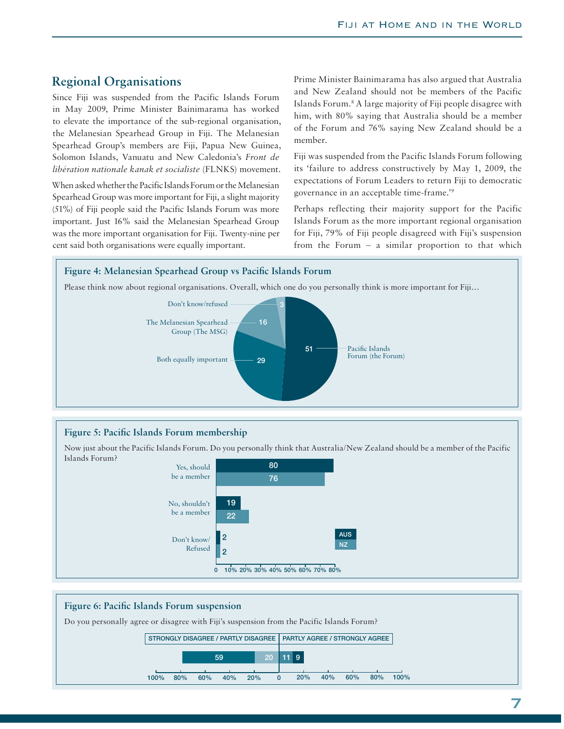## Regional Organisations

Since Fiji was suspended from the Pacific Islands Forum in May 2009, Prime Minister Bainimarama has worked to elevate the importance of the sub-regional organisation, the Melanesian Spearhead Group in Fiji. The Melanesian Spearhead Group's members are Fiji, Papua New Guinea, Solomon Islands, Vanuatu and New Caledonia's *Front de libération nationale kanak et socialiste* (FLNKS) movement.

When asked whether the Pacific Islands Forum or the Melanesian Spearhead Group was more important for Fiji, a slight majority (51%) of Fiji people said the Pacific Islands Forum was more important. Just 16% said the Melanesian Spearhead Group was the more important organisation for Fiji. Twenty-nine per cent said both organisations were equally important.

Prime Minister Bainimarama has also argued that Australia and New Zealand should not be members of the Pacific Islands Forum.[8] A large majority of Fiji people disagree with him, with 80% saying that Australia should be a member of the Forum and 76% saying New Zealand should be a member.

Fiji was suspended from the Pacific Islands Forum following its 'failure to address constructively by May 1, 2009, the expectations of Forum Leaders to return Fiji to democratic governance in an acceptable time-frame.'[9]

Perhaps reflecting their majority support for the Pacific Islands Forum as the more important regional organisation for Fiji, 79% of Fiji people disagreed with Fiji's suspension from the Forum – a similar proportion to that which

### Figure 4: Melanesian Spearhead Group vs Pacific Islands Forum

Please think now about regional organisations. Overall, which one do you personally think is more important for Fiji…

| Response | % |
|---|---|
| Pacific Islands Forum (the Forum) | 51 |
| Both equally important | 29 |
| The Melanesian Spearhead Group (The MSG) | 16 |
| Don't know/refused | 3 |

### Figure 5: Pacific Islands Forum membership

Now just about the Pacific Islands Forum. Do you personally think that Australia/New Zealand should be a member of the Pacific Islands Forum?

| Response | AUS | NZ |
|---|---|---|
| Yes, should be a member | 80 | 76 |
| No, shouldn't be a member | 19 | 22 |
| Don't know/ Refused | 2 | 2 |

### Figure 6: Pacific Islands Forum suspension

Do you personally agree or disagree with Fiji's suspension from the Pacific Islands Forum?

| Strongly disagree | Partly disagree | Partly agree | Strongly agree |
|---|---|---|---|
| 59 | 20 | 11 | 9 |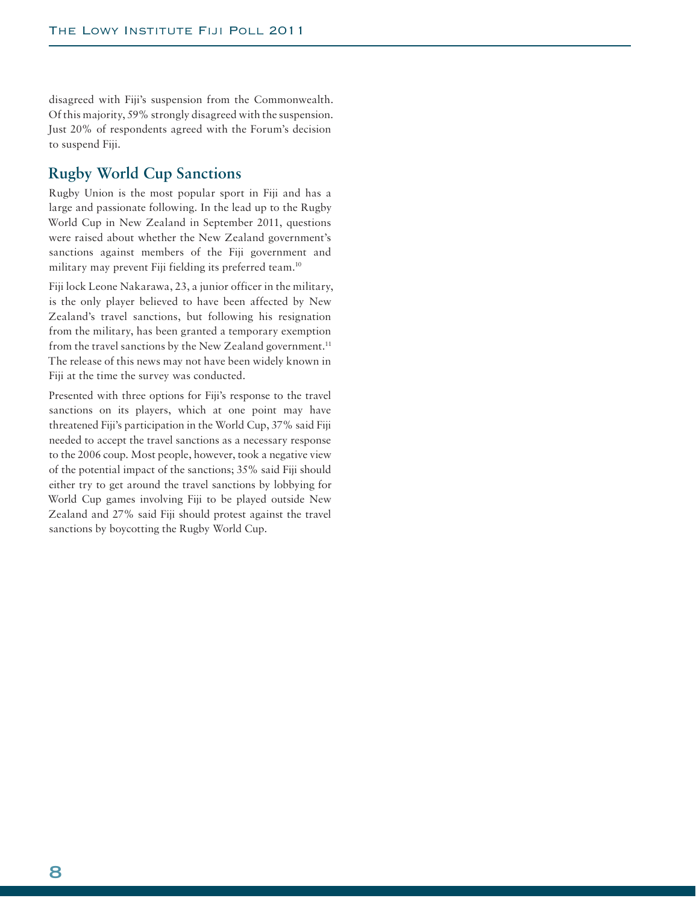disagreed with Fiji's suspension from the Commonwealth. Of this majority, 59% strongly disagreed with the suspension. Just 20% of respondents agreed with the Forum's decision to suspend Fiji.

## Rugby World Cup Sanctions

Rugby Union is the most popular sport in Fiji and has a large and passionate following. In the lead up to the Rugby World Cup in New Zealand in September 2011, questions were raised about whether the New Zealand government's sanctions against members of the Fiji government and military may prevent Fiji fielding its preferred team.[10]

Fiji lock Leone Nakarawa, 23, a junior officer in the military, is the only player believed to have been affected by New Zealand's travel sanctions, but following his resignation from the military, has been granted a temporary exemption from the travel sanctions by the New Zealand government.[11] The release of this news may not have been widely known in Fiji at the time the survey was conducted.

Presented with three options for Fiji's response to the travel sanctions on its players, which at one point may have threatened Fiji's participation in the World Cup, 37% said Fiji needed to accept the travel sanctions as a necessary response to the 2006 coup. Most people, however, took a negative view of the potential impact of the sanctions; 35% said Fiji should either try to get around the travel sanctions by lobbying for World Cup games involving Fiji to be played outside New Zealand and 27% said Fiji should protest against the travel sanctions by boycotting the Rugby World Cup.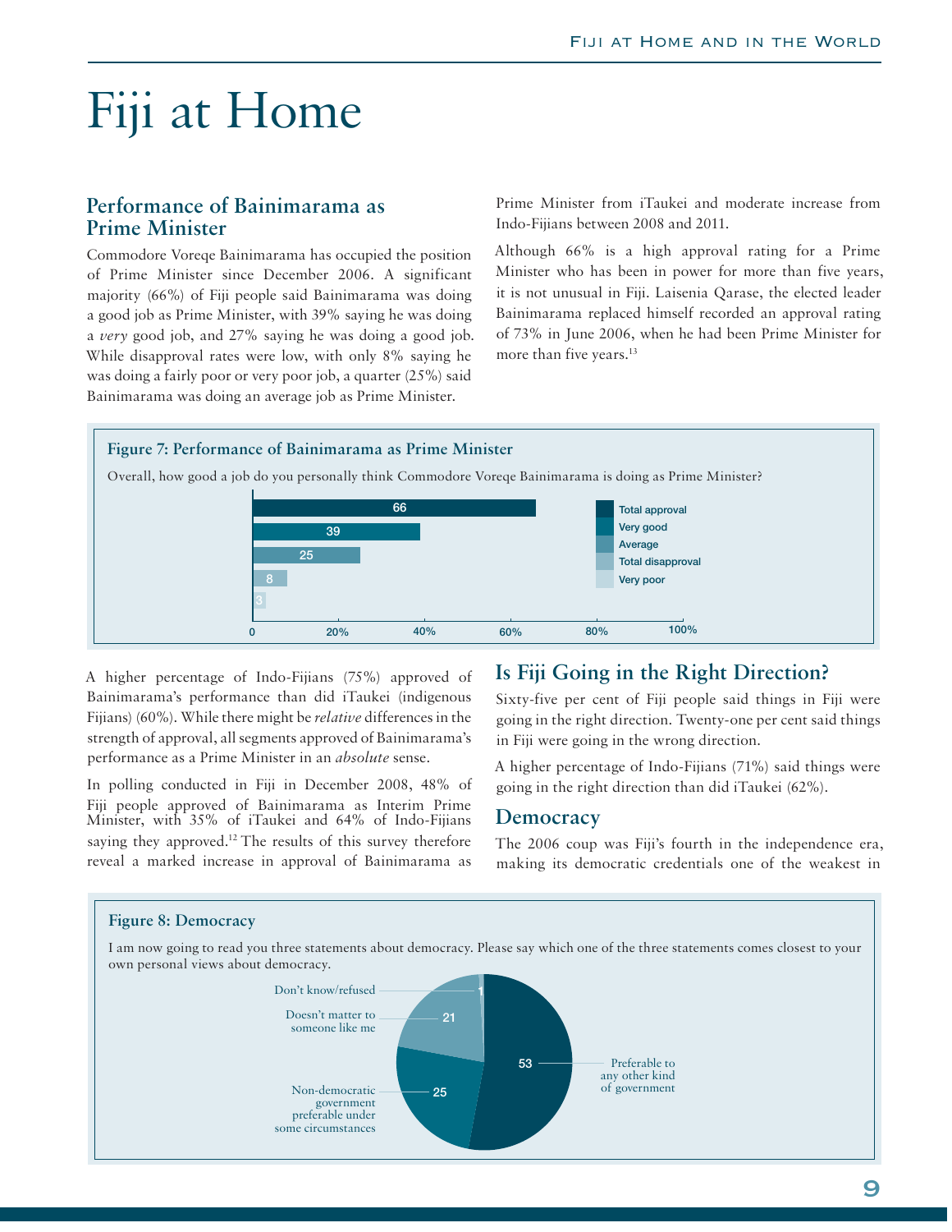# Fiji at Home

## Performance of Bainimarama as Prime Minister

Commodore Voreqe Bainimarama has occupied the position of Prime Minister since December 2006. A significant majority (66%) of Fiji people said Bainimarama was doing a good job as Prime Minister, with 39% saying he was doing a *very* good job, and 27% saying he was doing a good job. While disapproval rates were low, with only 8% saying he was doing a fairly poor or very poor job, a quarter (25%) said Bainimarama was doing an average job as Prime Minister.

**Figure 7: Performance of Bainimarama as Prime Minister**

Overall, how good a job do you personally think Commodore Voreqe Bainimarama is doing as Prime Minister?

| Response | % |
|---|---|
| Total approval | 66 |
| Very good | 39 |
| Average | 25 |
| Total disapproval | 8 |
| Very poor | 3 |

A higher percentage of Indo-Fijians (75%) approved of Bainimarama's performance than did iTaukei (indigenous Fijians) (60%). While there might be *relative* differences in the strength of approval, all segments approved of Bainimarama's performance as a Prime Minister in an *absolute* sense.

In polling conducted in Fiji in December 2008, 48% of Fiji people approved of Bainimarama as Interim Prime Minister, with 35% of iTaukei and 64% of Indo-Fijians saying they approved.[12] The results of this survey therefore reveal a marked increase in approval of Bainimarama as Prime Minister from iTaukei and moderate increase from Indo-Fijians between 2008 and 2011.

Although 66% is a high approval rating for a Prime Minister who has been in power for more than five years, it is not unusual in Fiji. Laisenia Qarase, the elected leader Bainimarama replaced himself recorded an approval rating of 73% in June 2006, when he had been Prime Minister for more than five years.[13]

## Is Fiji Going in the Right Direction?

Sixty-five per cent of Fiji people said things in Fiji were going in the right direction. Twenty-one per cent said things in Fiji were going in the wrong direction.

A higher percentage of Indo-Fijians (71%) said things were going in the right direction than did iTaukei (62%).

## Democracy

The 2006 coup was Fiji's fourth in the independence era, making its democratic credentials one of the weakest in

**Figure 8: Democracy**

I am now going to read you three statements about democracy. Please say which one of the three statements comes closest to your own personal views about democracy.

| Response | % |
|---|---|
| Preferable to any other kind of government | 53 |
| Non-democratic government preferable under some circumstances | 25 |
| Doesn't matter to someone like me | 21 |
| Don't know/refused | 1 |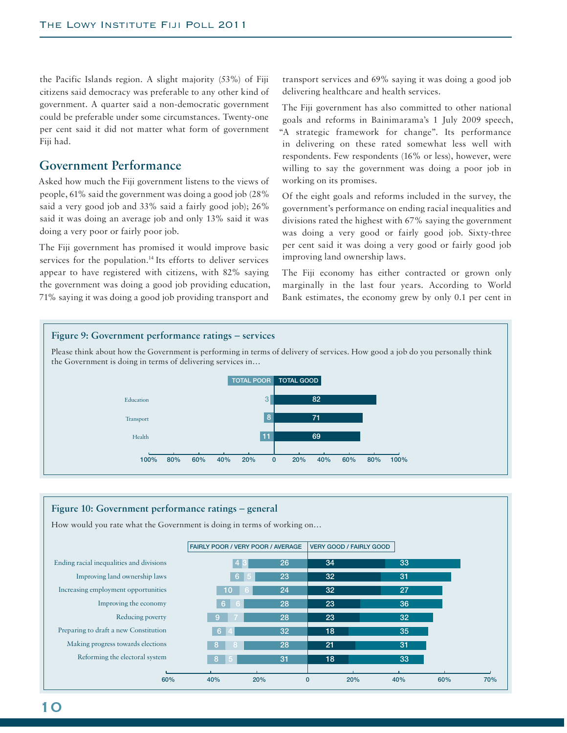the Pacific Islands region. A slight majority (53%) of Fiji citizens said democracy was preferable to any other kind of government. A quarter said a non-democratic government could be preferable under some circumstances. Twenty-one per cent said it did not matter what form of government Fiji had.

## Government Performance

Asked how much the Fiji government listens to the views of people, 61% said the government was doing a good job (28% said a very good job and 33% said a fairly good job); 26% said it was doing an average job and only 13% said it was doing a very poor or fairly poor job.

The Fiji government has promised it would improve basic services for the population.[14] Its efforts to deliver services appear to have registered with citizens, with 82% saying the government was doing a good job providing education, 71% saying it was doing a good job providing transport and transport services and 69% saying it was doing a good job delivering healthcare and health services.

The Fiji government has also committed to other national goals and reforms in Bainimarama's 1 July 2009 speech, "A strategic framework for change". Its performance in delivering on these rated somewhat less well with respondents. Few respondents (16% or less), however, were willing to say the government was doing a poor job in working on its promises.

Of the eight goals and reforms included in the survey, the government's performance on ending racial inequalities and divisions rated the highest with 67% saying the government was doing a very good or fairly good job. Sixty-three per cent said it was doing a very good or fairly good job improving land ownership laws.

The Fiji economy has either contracted or grown only marginally in the last four years. According to World Bank estimates, the economy grew by only 0.1 per cent in

**Figure 9: Government performance ratings – services**

Please think about how the Government is performing in terms of delivery of services. How good a job do you personally think the Government is doing in terms of delivering services in…

| | TOTAL POOR | TOTAL GOOD |
|---|---|---|
| Education | 3 | 82 |
| Transport | 8 | 71 |
| Health | 11 | 69 |

**Figure 10: Government performance ratings – general**

How would you rate what the Government is doing in terms of working on…

| | FAIRLY POOR / VERY POOR / AVERAGE | | | VERY GOOD / FAIRLY GOOD | |
|---|---|---|---|---|---|
| Ending racial inequalities and divisions | 4 | 3 | 26 | 34 | 33 |
| Improving land ownership laws | 6 | 5 | 23 | 32 | 31 |
| Increasing employment opportunities | 10 | 6 | 24 | 32 | 27 |
| Improving the economy | 6 | 6 | 28 | 23 | 36 |
| Reducing poverty | 9 | 7 | 28 | 23 | 32 |
| Preparing to draft a new Constitution | 6 | 4 | 32 | 18 | 35 |
| Making progress towards elections | 8 | 8 | 28 | 21 | 31 |
| Reforming the electoral system | 8 | 5 | 31 | 18 | 33 |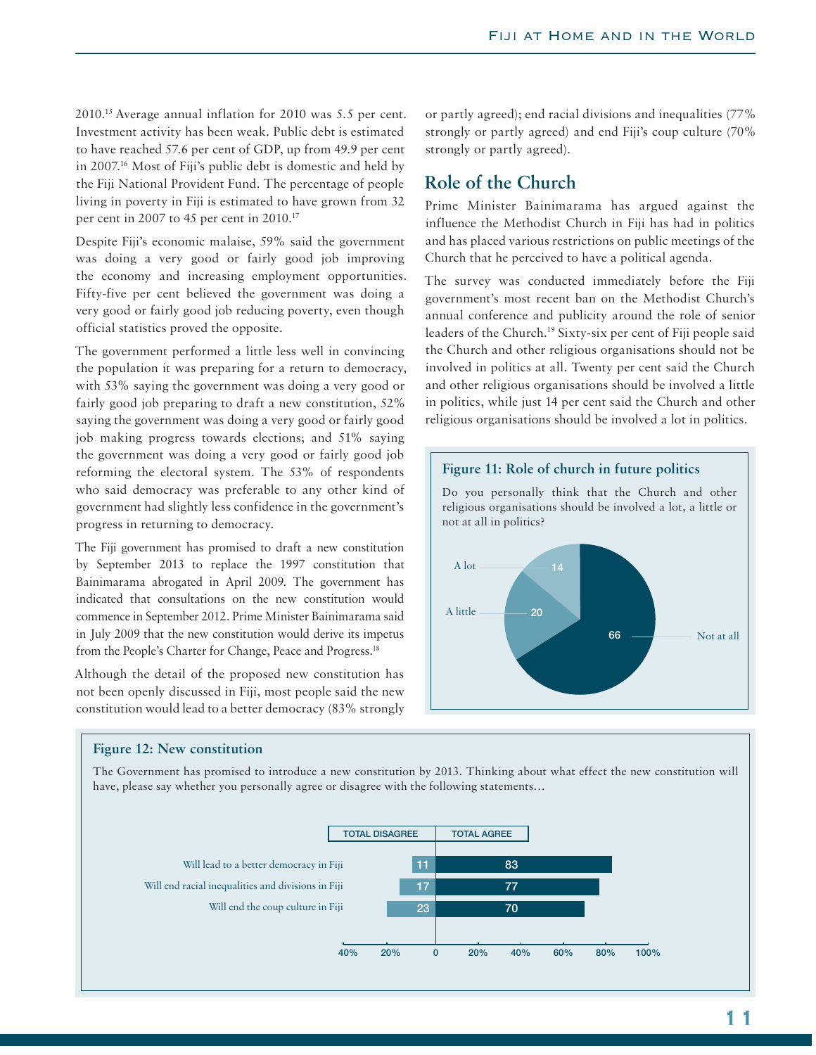2010.[15] Average annual inflation for 2010 was 5.5 per cent. Investment activity has been weak. Public debt is estimated to have reached 57.6 per cent of GDP, up from 49.9 per cent in 2007.[16] Most of Fiji's public debt is domestic and held by the Fiji National Provident Fund. The percentage of people living in poverty in Fiji is estimated to have grown from 32 per cent in 2007 to 45 per cent in 2010.[17]

Despite Fiji's economic malaise, 59% said the government was doing a very good or fairly good job improving the economy and increasing employment opportunities. Fifty-five per cent believed the government was doing a very good or fairly good job reducing poverty, even though official statistics proved the opposite.

The government performed a little less well in convincing the population it was preparing for a return to democracy, with 53% saying the government was doing a very good or fairly good job preparing to draft a new constitution, 52% saying the government was doing a very good or fairly good job making progress towards elections; and 51% saying the government was doing a very good or fairly good job reforming the electoral system. The 53% of respondents who said democracy was preferable to any other kind of government had slightly less confidence in the government's progress in returning to democracy.

The Fiji government has promised to draft a new constitution by September 2013 to replace the 1997 constitution that Bainimarama abrogated in April 2009. The government has indicated that consultations on the new constitution would commence in September 2012. Prime Minister Bainimarama said in July 2009 that the new constitution would derive its impetus from the People's Charter for Change, Peace and Progress.[18]

Although the detail of the proposed new constitution has not been openly discussed in Fiji, most people said the new constitution would lead to a better democracy (83% strongly or partly agreed); end racial divisions and inequalities (77% strongly or partly agreed) and end Fiji's coup culture (70% strongly or partly agreed).

## Role of the Church

Prime Minister Bainimarama has argued against the influence the Methodist Church in Fiji has had in politics and has placed various restrictions on public meetings of the Church that he perceived to have a political agenda.

The survey was conducted immediately before the Fiji government's most recent ban on the Methodist Church's annual conference and publicity around the role of senior leaders of the Church.[19] Sixty-six per cent of Fiji people said the Church and other religious organisations should not be involved in politics at all. Twenty per cent said the Church and other religious organisations should be involved a little in politics, while just 14 per cent said the Church and other religious organisations should be involved a lot in politics.

### Figure 11: Role of church in future politics

Do you personally think that the Church and other religious organisations should be involved a lot, a little or not at all in politics?

| Response | % |
|---|---|
| A lot | 14 |
| A little | 20 |
| Not at all | 66 |

### Figure 12: New constitution

The Government has promised to introduce a new constitution by 2013. Thinking about what effect the new constitution will have, please say whether you personally agree or disagree with the following statements…

| Statement | Total disagree | Total agree |
|---|---|---|
| Will lead to a better democracy in Fiji | 11 | 83 |
| Will end racial inequalities and divisions in Fiji | 17 | 77 |
| Will end the coup culture in Fiji | 23 | 70 |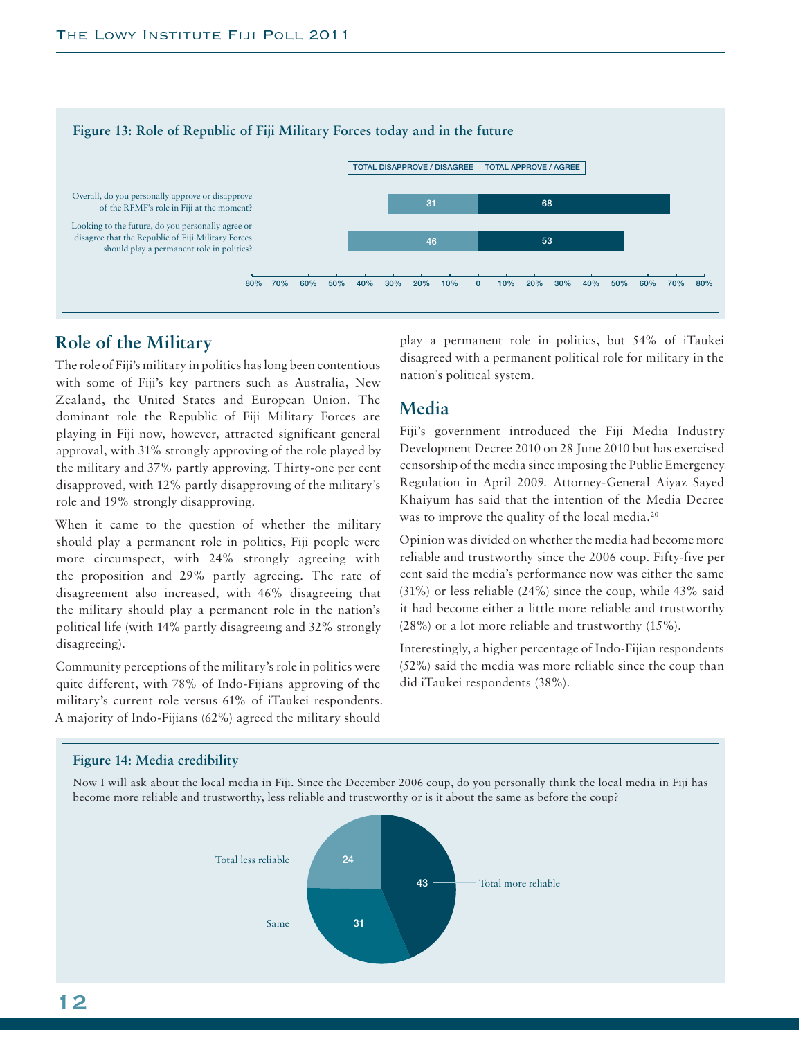**Figure 13: Role of Republic of Fiji Military Forces today and in the future**

| | TOTAL DISAPPROVE / DISAGREE | TOTAL APPROVE / AGREE |
|---|---|---|
| Overall, do you personally approve or disapprove of the RFMF's role in Fiji at the moment? | 31 | 68 |
| Looking to the future, do you personally agree or disagree that the Republic of Fiji Military Forces should play a permanent role in politics? | 46 | 53 |

## Role of the Military

The role of Fiji's military in politics has long been contentious with some of Fiji's key partners such as Australia, New Zealand, the United States and European Union. The dominant role the Republic of Fiji Military Forces are playing in Fiji now, however, attracted significant general approval, with 31% strongly approving of the role played by the military and 37% partly approving. Thirty-one per cent disapproved, with 12% partly disapproving of the military's role and 19% strongly disapproving.

When it came to the question of whether the military should play a permanent role in politics, Fiji people were more circumspect, with 24% strongly agreeing with the proposition and 29% partly agreeing. The rate of disagreement also increased, with 46% disagreeing that the military should play a permanent role in the nation's political life (with 14% partly disagreeing and 32% strongly disagreeing).

Community perceptions of the military's role in politics were quite different, with 78% of Indo-Fijians approving of the military's current role versus 61% of iTaukei respondents. A majority of Indo-Fijians (62%) agreed the military should play a permanent role in politics, but 54% of iTaukei disagreed with a permanent political role for military in the nation's political system.

## Media

Fiji's government introduced the Fiji Media Industry Development Decree 2010 on 28 June 2010 but has exercised censorship of the media since imposing the Public Emergency Regulation in April 2009. Attorney-General Aiyaz Sayed Khaiyum has said that the intention of the Media Decree was to improve the quality of the local media.[20]

Opinion was divided on whether the media had become more reliable and trustworthy since the 2006 coup. Fifty-five per cent said the media's performance now was either the same (31%) or less reliable (24%) since the coup, while 43% said it had become either a little more reliable and trustworthy (28%) or a lot more reliable and trustworthy (15%).

Interestingly, a higher percentage of Indo-Fijian respondents (52%) said the media was more reliable since the coup than did iTaukei respondents (38%).

**Figure 14: Media credibility**

Now I will ask about the local media in Fiji. Since the December 2006 coup, do you personally think the local media in Fiji has become more reliable and trustworthy, less reliable and trustworthy or is it about the same as before the coup?

| Response | % |
|---|---|
| Total more reliable | 43 |
| Same | 31 |
| Total less reliable | 24 |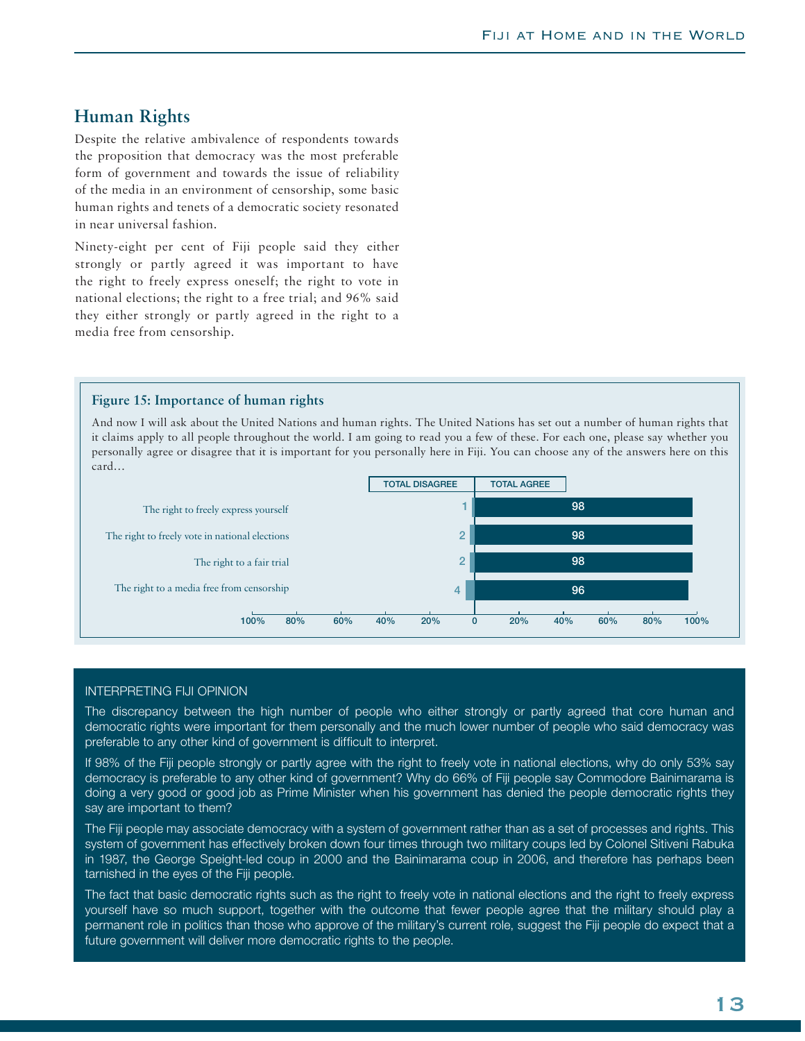## Human Rights

Despite the relative ambivalence of respondents towards the proposition that democracy was the most preferable form of government and towards the issue of reliability of the media in an environment of censorship, some basic human rights and tenets of a democratic society resonated in near universal fashion.

Ninety-eight per cent of Fiji people said they either strongly or partly agreed it was important to have the right to freely express oneself; the right to vote in national elections; the right to a free trial; and 96% said they either strongly or partly agreed in the right to a media free from censorship.

**Figure 15: Importance of human rights**

And now I will ask about the United Nations and human rights. The United Nations has set out a number of human rights that it claims apply to all people throughout the world. I am going to read you a few of these. For each one, please say whether you personally agree or disagree that it is important for you personally here in Fiji. You can choose any of the answers here on this card…

| | TOTAL DISAGREE | TOTAL AGREE |
|---|---|---|
| The right to freely express yourself | 1 | 98 |
| The right to freely vote in national elections | 2 | 98 |
| The right to a fair trial | 2 | 98 |
| The right to a media free from censorship | 4 | 96 |

### INTERPRETING FIJI OPINION

The discrepancy between the high number of people who either strongly or partly agreed that core human and democratic rights were important for them personally and the much lower number of people who said democracy was preferable to any other kind of government is difficult to interpret.

If 98% of the Fiji people strongly or partly agree with the right to freely vote in national elections, why do only 53% say democracy is preferable to any other kind of government? Why do 66% of Fiji people say Commodore Bainimarama is doing a very good or good job as Prime Minister when his government has denied the people democratic rights they say are important to them?

The Fiji people may associate democracy with a system of government rather than as a set of processes and rights. This system of government has effectively broken down four times through two military coups led by Colonel Sitiveni Rabuka in 1987, the George Speight-led coup in 2000 and the Bainimarama coup in 2006, and therefore has perhaps been tarnished in the eyes of the Fiji people.

The fact that basic democratic rights such as the right to freely vote in national elections and the right to freely express yourself have so much support, together with the outcome that fewer people agree that the military should play a permanent role in politics than those who approve of the military's current role, suggest the Fiji people do expect that a future government will deliver more democratic rights to the people.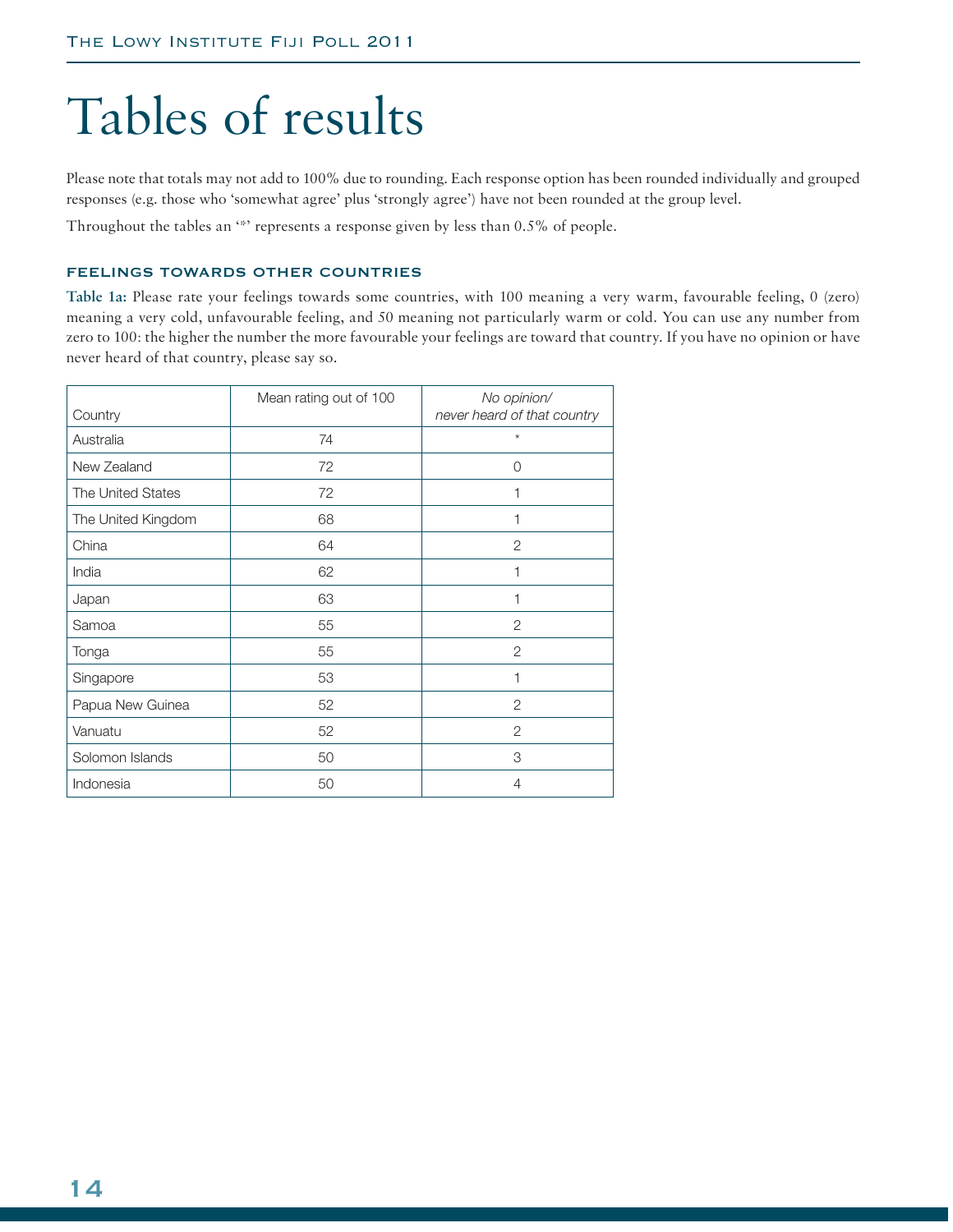# Tables of results

Please note that totals may not add to 100% due to rounding. Each response option has been rounded individually and grouped responses (e.g. those who 'somewhat agree' plus 'strongly agree') have not been rounded at the group level.

Throughout the tables an '*' represents a response given by less than 0.5% of people.

### FEELINGS TOWARDS OTHER COUNTRIES

**Table 1a:** Please rate your feelings towards some countries, with 100 meaning a very warm, favourable feeling, 0 (zero) meaning a very cold, unfavourable feeling, and 50 meaning not particularly warm or cold. You can use any number from zero to 100: the higher the number the more favourable your feelings are toward that country. If you have no opinion or have never heard of that country, please say so.

| Country | Mean rating out of 100 | *No opinion/ never heard of that country* |
|---|---|---|
| Australia | 74 | * |
| New Zealand | 72 | 0 |
| The United States | 72 | 1 |
| The United Kingdom | 68 | 1 |
| China | 64 | 2 |
| India | 62 | 1 |
| Japan | 63 | 1 |
| Samoa | 55 | 2 |
| Tonga | 55 | 2 |
| Singapore | 53 | 1 |
| Papua New Guinea | 52 | 2 |
| Vanuatu | 52 | 2 |
| Solomon Islands | 50 | 3 |
| Indonesia | 50 | 4 |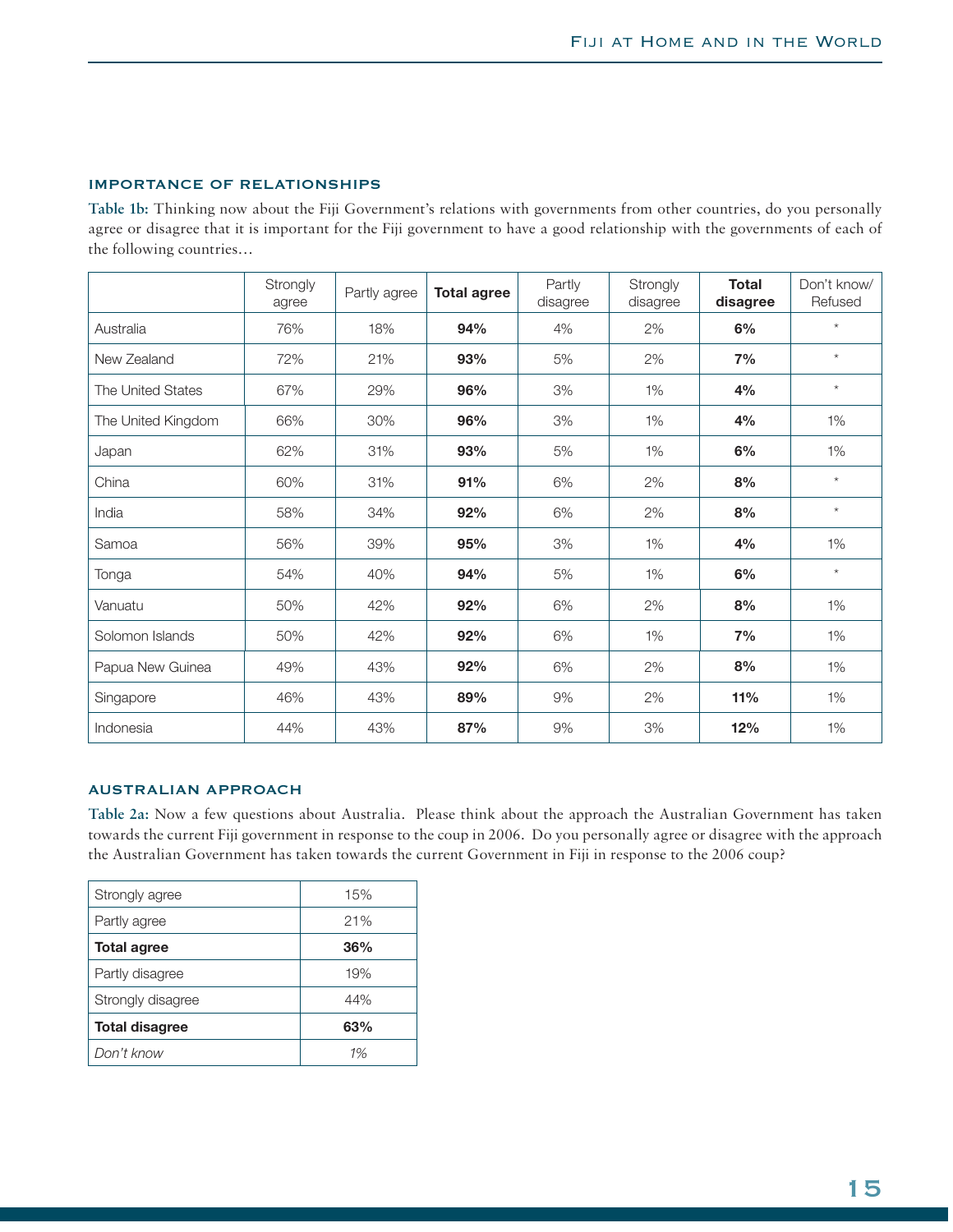## IMPORTANCE OF RELATIONSHIPS

**Table 1b:** Thinking now about the Fiji Government's relations with governments from other countries, do you personally agree or disagree that it is important for the Fiji government to have a good relationship with the governments of each of the following countries…

| | Strongly agree | Partly agree | **Total agree** | Partly disagree | Strongly disagree | **Total disagree** | Don't know/ Refused |
|---|---|---|---|---|---|---|---|
| Australia | 76% | 18% | **94%** | 4% | 2% | **6%** | * |
| New Zealand | 72% | 21% | **93%** | 5% | 2% | **7%** | * |
| The United States | 67% | 29% | **96%** | 3% | 1% | **4%** | * |
| The United Kingdom | 66% | 30% | **96%** | 3% | 1% | **4%** | 1% |
| Japan | 62% | 31% | **93%** | 5% | 1% | **6%** | 1% |
| China | 60% | 31% | **91%** | 6% | 2% | **8%** | * |
| India | 58% | 34% | **92%** | 6% | 2% | **8%** | * |
| Samoa | 56% | 39% | **95%** | 3% | 1% | **4%** | 1% |
| Tonga | 54% | 40% | **94%** | 5% | 1% | **6%** | * |
| Vanuatu | 50% | 42% | **92%** | 6% | 2% | **8%** | 1% |
| Solomon Islands | 50% | 42% | **92%** | 6% | 1% | **7%** | 1% |
| Papua New Guinea | 49% | 43% | **92%** | 6% | 2% | **8%** | 1% |
| Singapore | 46% | 43% | **89%** | 9% | 2% | **11%** | 1% |
| Indonesia | 44% | 43% | **87%** | 9% | 3% | **12%** | 1% |

## AUSTRALIAN APPROACH

**Table 2a:** Now a few questions about Australia. Please think about the approach the Australian Government has taken towards the current Fiji government in response to the coup in 2006. Do you personally agree or disagree with the approach the Australian Government has taken towards the current Government in Fiji in response to the 2006 coup?

| | |
|---|---|
| Strongly agree | 15% |
| Partly agree | 21% |
| **Total agree** | **36%** |
| Partly disagree | 19% |
| Strongly disagree | 44% |
| **Total disagree** | **63%** |
| *Don't know* | *1%* |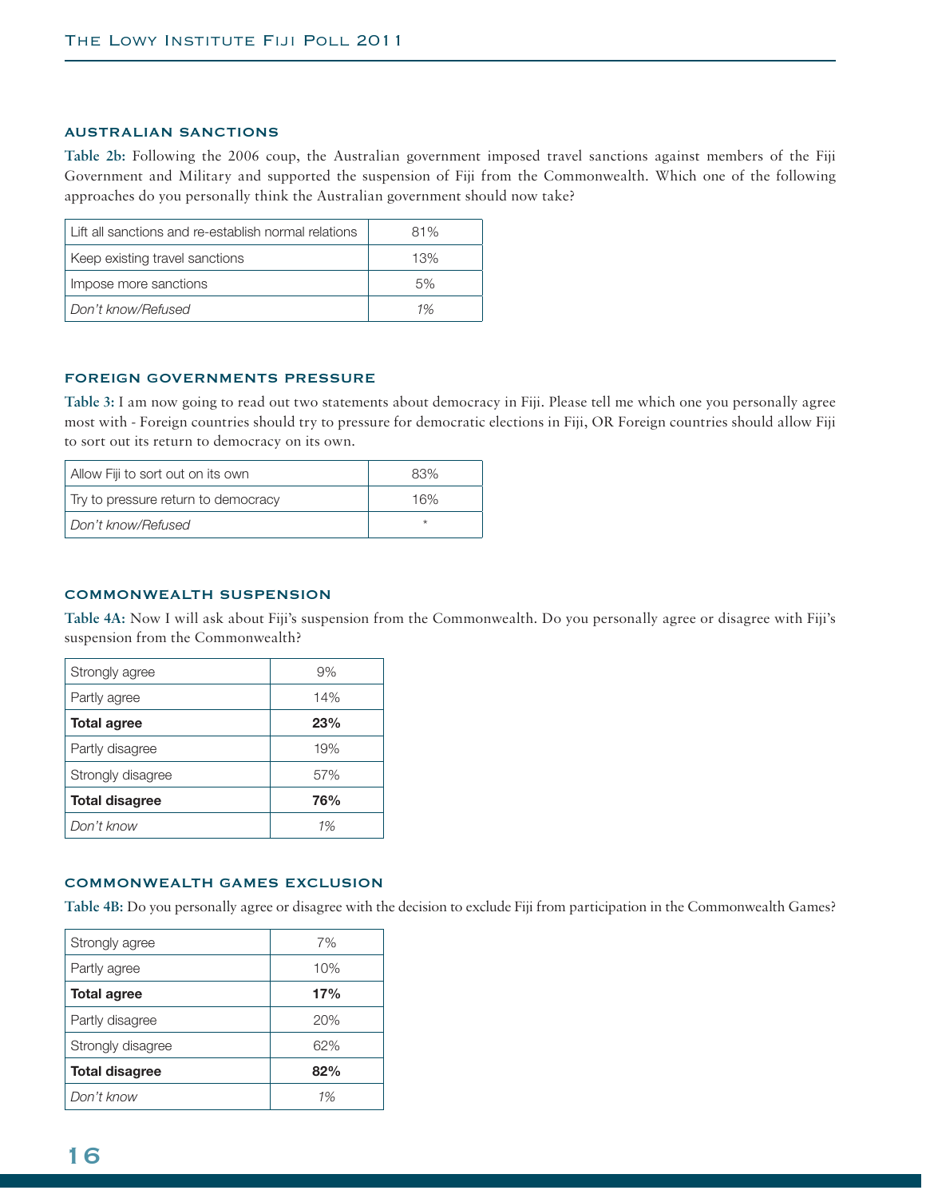### AUSTRALIAN SANCTIONS

**Table 2b:** Following the 2006 coup, the Australian government imposed travel sanctions against members of the Fiji Government and Military and supported the suspension of Fiji from the Commonwealth. Which one of the following approaches do you personally think the Australian government should now take?

| | |
|---|---|
| Lift all sanctions and re-establish normal relations | 81% |
| Keep existing travel sanctions | 13% |
| Impose more sanctions | 5% |
| *Don't know/Refused* | *1%* |

### FOREIGN GOVERNMENTS PRESSURE

**Table 3:** I am now going to read out two statements about democracy in Fiji. Please tell me which one you personally agree most with - Foreign countries should try to pressure for democratic elections in Fiji, OR Foreign countries should allow Fiji to sort out its return to democracy on its own.

| | |
|---|---|
| Allow Fiji to sort out on its own | 83% |
| Try to pressure return to democracy | 16% |
| *Don't know/Refused* | * |

### COMMONWEALTH SUSPENSION

**Table 4A:** Now I will ask about Fiji's suspension from the Commonwealth. Do you personally agree or disagree with Fiji's suspension from the Commonwealth?

| | |
|---|---|
| Strongly agree | 9% |
| Partly agree | 14% |
| **Total agree** | **23%** |
| Partly disagree | 19% |
| Strongly disagree | 57% |
| **Total disagree** | **76%** |
| *Don't know* | *1%* |

### COMMONWEALTH GAMES EXCLUSION

**Table 4B:** Do you personally agree or disagree with the decision to exclude Fiji from participation in the Commonwealth Games?

| | |
|---|---|
| Strongly agree | 7% |
| Partly agree | 10% |
| **Total agree** | **17%** |
| Partly disagree | 20% |
| Strongly disagree | 62% |
| **Total disagree** | **82%** |
| *Don't know* | *1%* |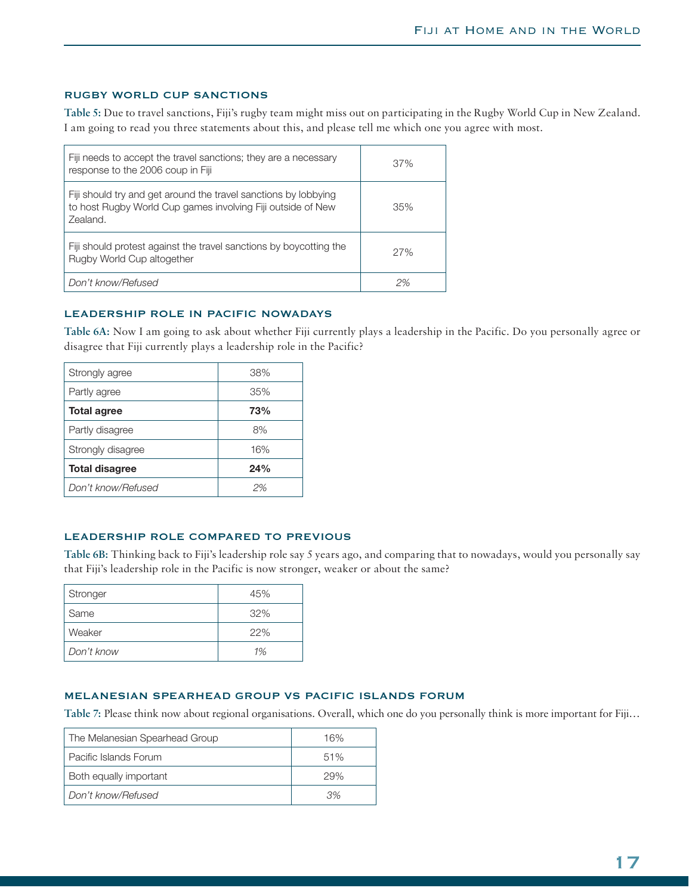## RUGBY WORLD CUP SANCTIONS

**Table 5:** Due to travel sanctions, Fiji's rugby team might miss out on participating in the Rugby World Cup in New Zealand. I am going to read you three statements about this, and please tell me which one you agree with most.

| | |
|---|---|
| Fiji needs to accept the travel sanctions; they are a necessary response to the 2006 coup in Fiji | 37% |
| Fiji should try and get around the travel sanctions by lobbying to host Rugby World Cup games involving Fiji outside of New Zealand. | 35% |
| Fiji should protest against the travel sanctions by boycotting the Rugby World Cup altogether | 27% |
| *Don't know/Refused* | *2%* |

## LEADERSHIP ROLE IN PACIFIC NOWADAYS

**Table 6A:** Now I am going to ask about whether Fiji currently plays a leadership in the Pacific. Do you personally agree or disagree that Fiji currently plays a leadership role in the Pacific?

| | |
|---|---|
| Strongly agree | 38% |
| Partly agree | 35% |
| **Total agree** | **73%** |
| Partly disagree | 8% |
| Strongly disagree | 16% |
| **Total disagree** | **24%** |
| *Don't know/Refused* | *2%* |

## LEADERSHIP ROLE COMPARED TO PREVIOUS

**Table 6B:** Thinking back to Fiji's leadership role say 5 years ago, and comparing that to nowadays, would you personally say that Fiji's leadership role in the Pacific is now stronger, weaker or about the same?

| | |
|---|---|
| Stronger | 45% |
| Same | 32% |
| Weaker | 22% |
| *Don't know* | *1%* |

## MELANESIAN SPEARHEAD GROUP VS PACIFIC ISLANDS FORUM

**Table 7:** Please think now about regional organisations. Overall, which one do you personally think is more important for Fiji…

| | |
|---|---|
| The Melanesian Spearhead Group | 16% |
| Pacific Islands Forum | 51% |
| Both equally important | 29% |
| *Don't know/Refused* | *3%* |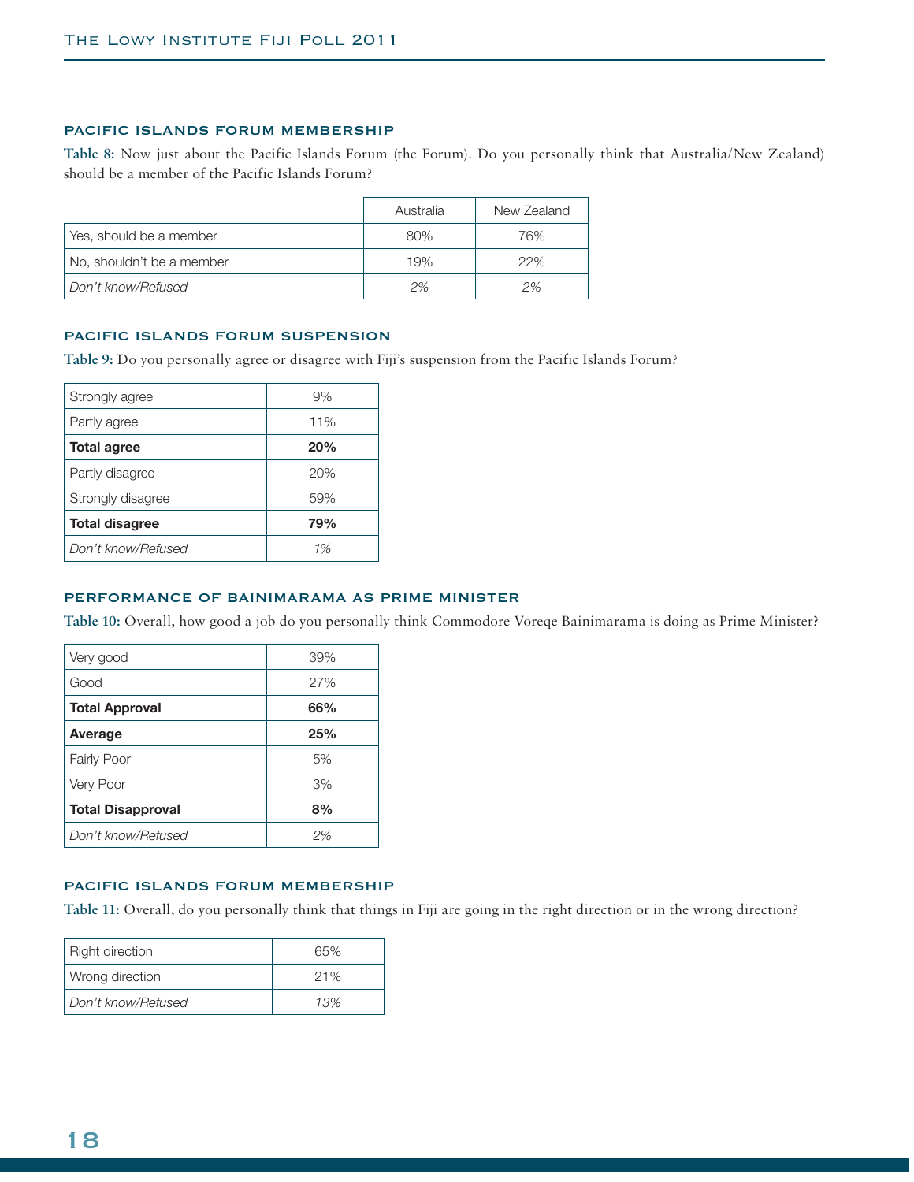## PACIFIC ISLANDS FORUM MEMBERSHIP

**Table 8:** Now just about the Pacific Islands Forum (the Forum). Do you personally think that Australia/New Zealand) should be a member of the Pacific Islands Forum?

| | Australia | New Zealand |
|---|---|---|
| Yes, should be a member | 80% | 76% |
| No, shouldn't be a member | 19% | 22% |
| *Don't know/Refused* | *2%* | *2%* |

## PACIFIC ISLANDS FORUM SUSPENSION

**Table 9:** Do you personally agree or disagree with Fiji's suspension from the Pacific Islands Forum?

| | |
|---|---|
| Strongly agree | 9% |
| Partly agree | 11% |
| **Total agree** | **20%** |
| Partly disagree | 20% |
| Strongly disagree | 59% |
| **Total disagree** | **79%** |
| *Don't know/Refused* | *1%* |

## PERFORMANCE OF BAINIMARAMA AS PRIME MINISTER

**Table 10:** Overall, how good a job do you personally think Commodore Voreqe Bainimarama is doing as Prime Minister?

| | |
|---|---|
| Very good | 39% |
| Good | 27% |
| **Total Approval** | **66%** |
| **Average** | **25%** |
| Fairly Poor | 5% |
| Very Poor | 3% |
| **Total Disapproval** | **8%** |
| *Don't know/Refused* | *2%* |

## PACIFIC ISLANDS FORUM MEMBERSHIP

**Table 11:** Overall, do you personally think that things in Fiji are going in the right direction or in the wrong direction?

| | |
|---|---|
| Right direction | 65% |
| Wrong direction | 21% |
| *Don't know/Refused* | *13%* |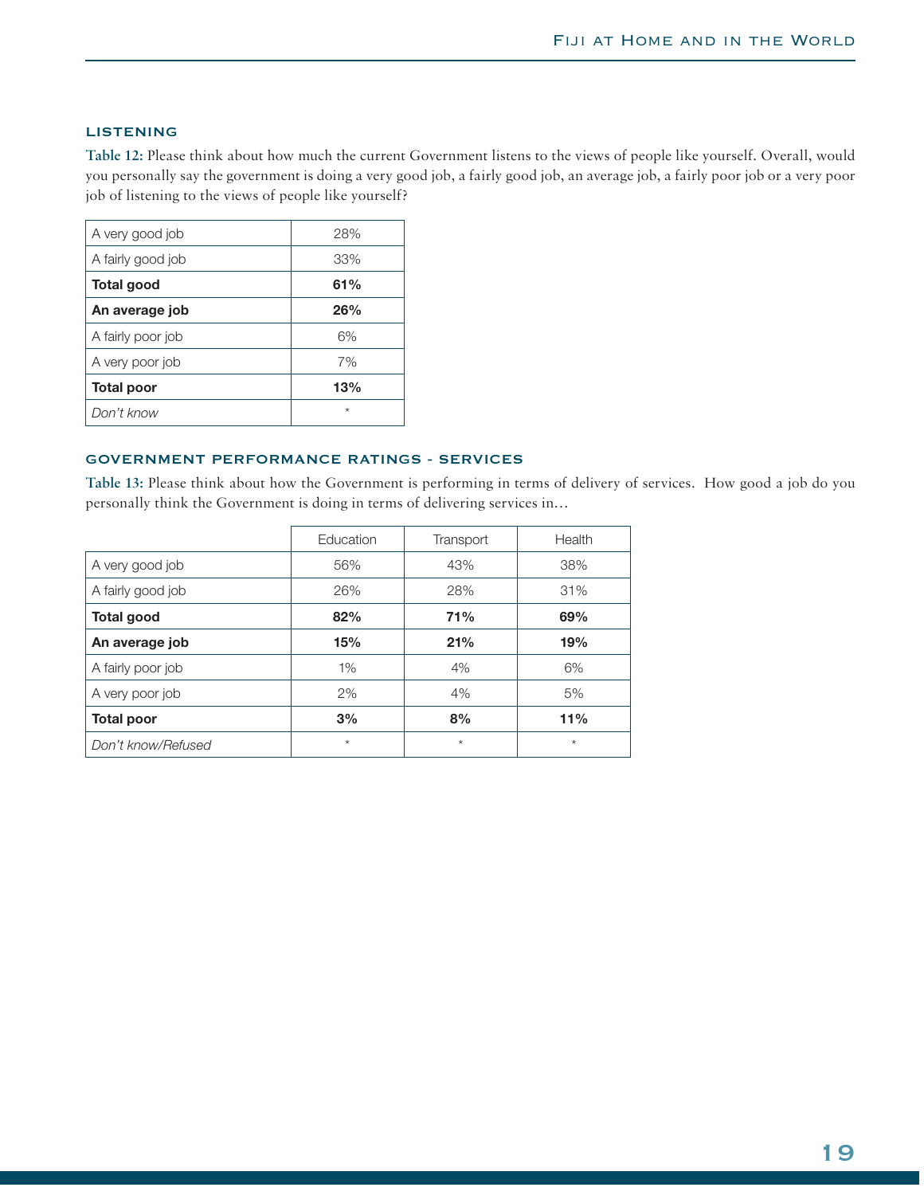### LISTENING

**Table 12:** Please think about how much the current Government listens to the views of people like yourself. Overall, would you personally say the government is doing a very good job, a fairly good job, an average job, a fairly poor job or a very poor job of listening to the views of people like yourself?

| | |
|---|---|
| A very good job | 28% |
| A fairly good job | 33% |
| **Total good** | **61%** |
| **An average job** | **26%** |
| A fairly poor job | 6% |
| A very poor job | 7% |
| **Total poor** | **13%** |
| *Don't know* | * |

### GOVERNMENT PERFORMANCE RATINGS - SERVICES

**Table 13:** Please think about how the Government is performing in terms of delivery of services. How good a job do you personally think the Government is doing in terms of delivering services in…

| | Education | Transport | Health |
|---|---|---|---|
| A very good job | 56% | 43% | 38% |
| A fairly good job | 26% | 28% | 31% |
| **Total good** | **82%** | **71%** | **69%** |
| **An average job** | **15%** | **21%** | **19%** |
| A fairly poor job | 1% | 4% | 6% |
| A very poor job | 2% | 4% | 5% |
| **Total poor** | **3%** | **8%** | **11%** |
| *Don't know/Refused* | * | * | * |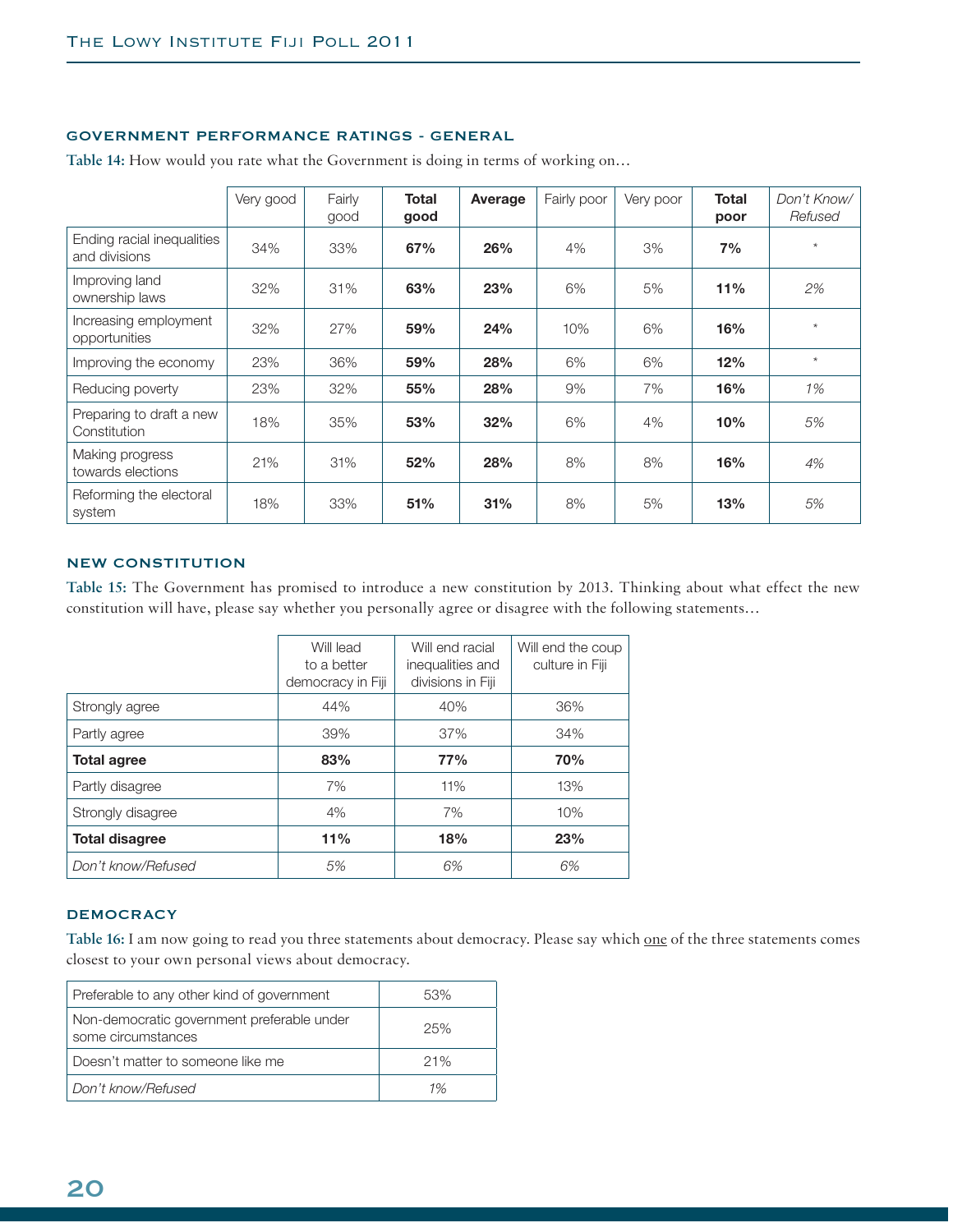### GOVERNMENT PERFORMANCE RATINGS - GENERAL

**Table 14:** How would you rate what the Government is doing in terms of working on…

| | Very good | Fairly good | **Total good** | **Average** | Fairly poor | Very poor | **Total poor** | *Don't Know/ Refused* |
|---|---|---|---|---|---|---|---|---|
| Ending racial inequalities and divisions | 34% | 33% | **67%** | **26%** | 4% | 3% | **7%** | * |
| Improving land ownership laws | 32% | 31% | **63%** | **23%** | 6% | 5% | **11%** | *2%* |
| Increasing employment opportunities | 32% | 27% | **59%** | **24%** | 10% | 6% | **16%** | * |
| Improving the economy | 23% | 36% | **59%** | **28%** | 6% | 6% | **12%** | * |
| Reducing poverty | 23% | 32% | **55%** | **28%** | 9% | 7% | **16%** | *1%* |
| Preparing to draft a new Constitution | 18% | 35% | **53%** | **32%** | 6% | 4% | **10%** | *5%* |
| Making progress towards elections | 21% | 31% | **52%** | **28%** | 8% | 8% | **16%** | *4%* |
| Reforming the electoral system | 18% | 33% | **51%** | **31%** | 8% | 5% | **13%** | *5%* |

### NEW CONSTITUTION

**Table 15:** The Government has promised to introduce a new constitution by 2013. Thinking about what effect the new constitution will have, please say whether you personally agree or disagree with the following statements…

| | Will lead to a better democracy in Fiji | Will end racial inequalities and divisions in Fiji | Will end the coup culture in Fiji |
|---|---|---|---|
| Strongly agree | 44% | 40% | 36% |
| Partly agree | 39% | 37% | 34% |
| **Total agree** | **83%** | **77%** | **70%** |
| Partly disagree | 7% | 11% | 13% |
| Strongly disagree | 4% | 7% | 10% |
| **Total disagree** | **11%** | **18%** | **23%** |
| *Don't know/Refused* | *5%* | *6%* | *6%* |

### DEMOCRACY

**Table 16:** I am now going to read you three statements about democracy. Please say which one of the three statements comes closest to your own personal views about democracy.

| | |
|---|---|
| Preferable to any other kind of government | 53% |
| Non-democratic government preferable under some circumstances | 25% |
| Doesn't matter to someone like me | 21% |
| *Don't know/Refused* | *1%* |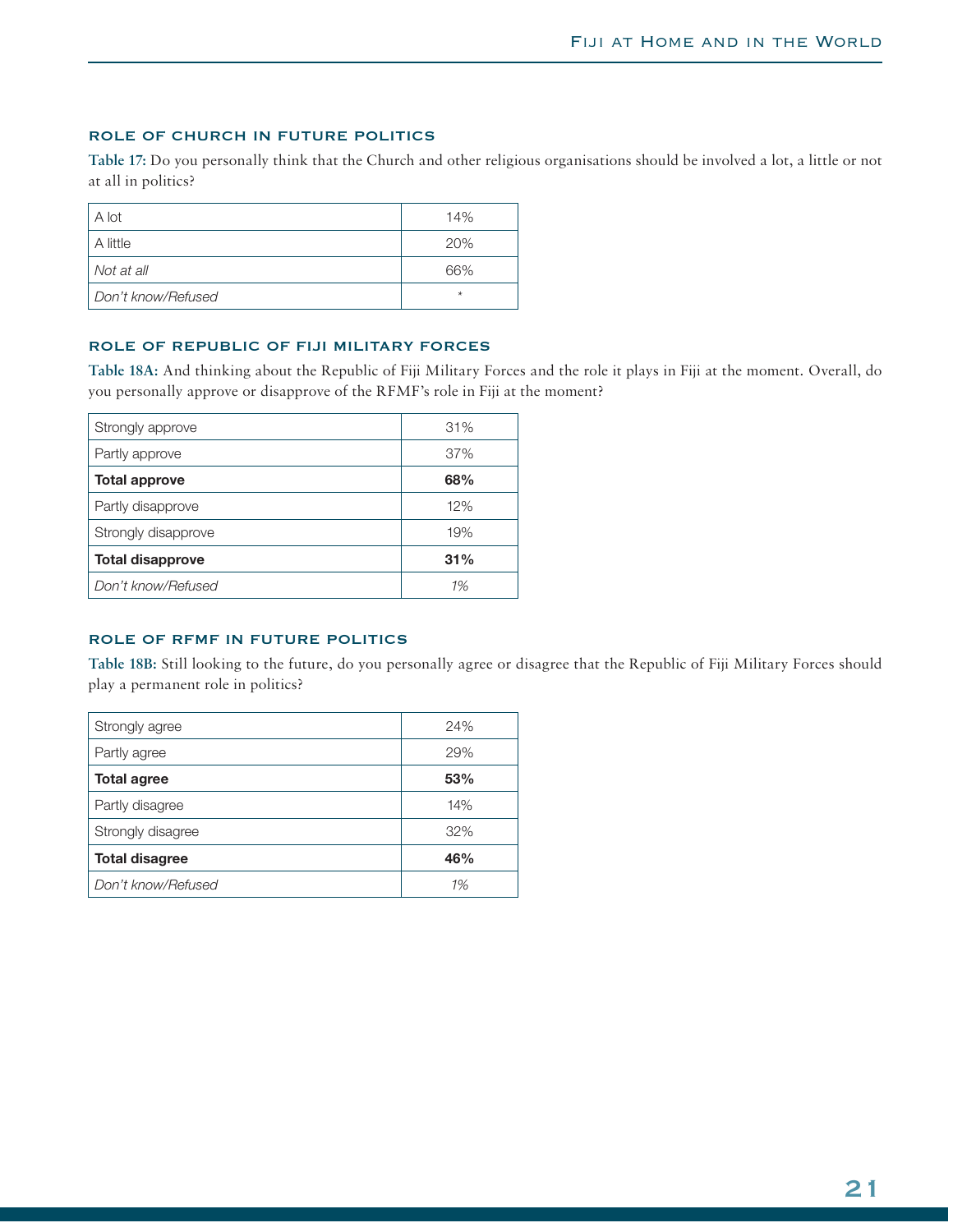### ROLE OF CHURCH IN FUTURE POLITICS

**Table 17:** Do you personally think that the Church and other religious organisations should be involved a lot, a little or not at all in politics?

| | |
|---|---|
| A lot | 14% |
| A little | 20% |
| *Not at all* | 66% |
| *Don't know/Refused* | * |

### ROLE OF REPUBLIC OF FIJI MILITARY FORCES

**Table 18A:** And thinking about the Republic of Fiji Military Forces and the role it plays in Fiji at the moment. Overall, do you personally approve or disapprove of the RFMF's role in Fiji at the moment?

| | |
|---|---|
| Strongly approve | 31% |
| Partly approve | 37% |
| **Total approve** | **68%** |
| Partly disapprove | 12% |
| Strongly disapprove | 19% |
| **Total disapprove** | **31%** |
| *Don't know/Refused* | *1%* |

### ROLE OF RFMF IN FUTURE POLITICS

**Table 18B:** Still looking to the future, do you personally agree or disagree that the Republic of Fiji Military Forces should play a permanent role in politics?

| | |
|---|---|
| Strongly agree | 24% |
| Partly agree | 29% |
| **Total agree** | **53%** |
| Partly disagree | 14% |
| Strongly disagree | 32% |
| **Total disagree** | **46%** |
| *Don't know/Refused* | *1%* |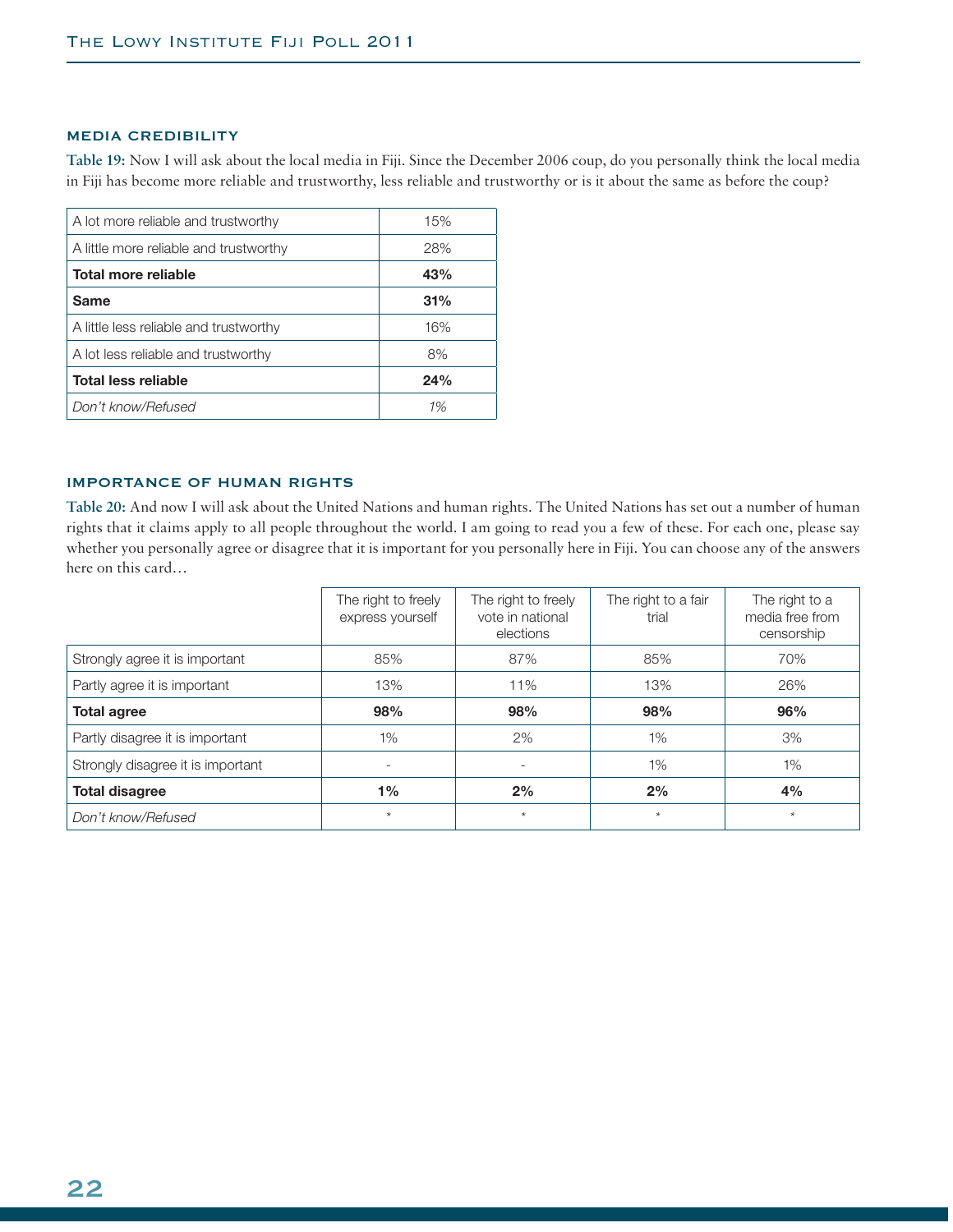## MEDIA CREDIBILITY

**Table 19:** Now I will ask about the local media in Fiji. Since the December 2006 coup, do you personally think the local media in Fiji has become more reliable and trustworthy, less reliable and trustworthy or is it about the same as before the coup?

| | |
|---|---|
| A lot more reliable and trustworthy | 15% |
| A little more reliable and trustworthy | 28% |
| **Total more reliable** | **43%** |
| **Same** | **31%** |
| A little less reliable and trustworthy | 16% |
| A lot less reliable and trustworthy | 8% |
| **Total less reliable** | **24%** |
| *Don't know/Refused* | *1%* |

## IMPORTANCE OF HUMAN RIGHTS

**Table 20:** And now I will ask about the United Nations and human rights. The United Nations has set out a number of human rights that it claims apply to all people throughout the world. I am going to read you a few of these. For each one, please say whether you personally agree or disagree that it is important for you personally here in Fiji. You can choose any of the answers here on this card…

| | The right to freely express yourself | The right to freely vote in national elections | The right to a fair trial | The right to a media free from censorship |
|---|---|---|---|---|
| Strongly agree it is important | 85% | 87% | 85% | 70% |
| Partly agree it is important | 13% | 11% | 13% | 26% |
| **Total agree** | **98%** | **98%** | **98%** | **96%** |
| Partly disagree it is important | 1% | 2% | 1% | 3% |
| Strongly disagree it is important | - | - | 1% | 1% |
| **Total disagree** | **1%** | **2%** | **2%** | **4%** |
| *Don't know/Refused* | * | * | * | * |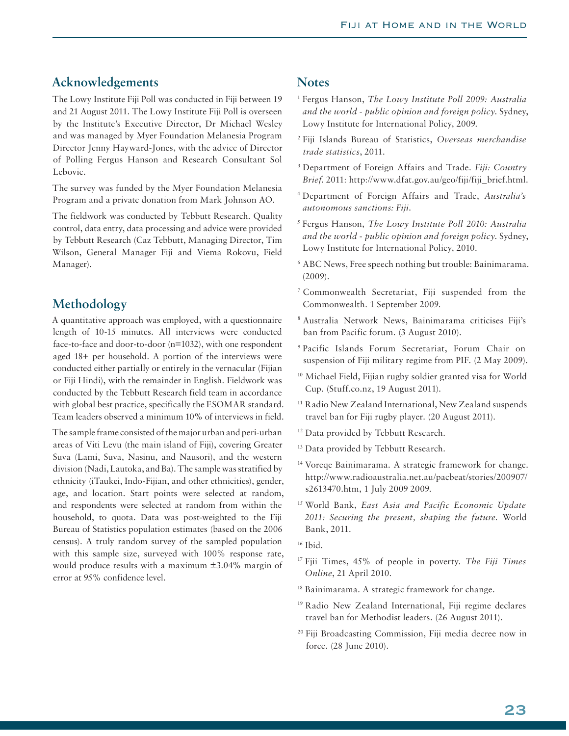## Acknowledgements

The Lowy Institute Fiji Poll was conducted in Fiji between 19 and 21 August 2011. The Lowy Institute Fiji Poll is overseen by the Institute's Executive Director, Dr Michael Wesley and was managed by Myer Foundation Melanesia Program Director Jenny Hayward-Jones, with the advice of Director of Polling Fergus Hanson and Research Consultant Sol Lebovic.

The survey was funded by the Myer Foundation Melanesia Program and a private donation from Mark Johnson AO.

The fieldwork was conducted by Tebbutt Research. Quality control, data entry, data processing and advice were provided by Tebbutt Research (Caz Tebbutt, Managing Director, Tim Wilson, General Manager Fiji and Viema Rokovu, Field Manager).

## Methodology

A quantitative approach was employed, with a questionnaire length of 10-15 minutes. All interviews were conducted face-to-face and door-to-door (n=1032), with one respondent aged 18+ per household. A portion of the interviews were conducted either partially or entirely in the vernacular (Fijian or Fiji Hindi), with the remainder in English. Fieldwork was conducted by the Tebbutt Research field team in accordance with global best practice, specifically the ESOMAR standard. Team leaders observed a minimum 10% of interviews in field.

The sample frame consisted of the major urban and peri-urban areas of Viti Levu (the main island of Fiji), covering Greater Suva (Lami, Suva, Nasinu, and Nausori), and the western division (Nadi, Lautoka, and Ba). The sample was stratified by ethnicity (iTaukei, Indo-Fijian, and other ethnicities), gender, age, and location. Start points were selected at random, and respondents were selected at random from within the household, to quota. Data was post-weighted to the Fiji Bureau of Statistics population estimates (based on the 2006 census). A truly random survey of the sampled population with this sample size, surveyed with 100% response rate, would produce results with a maximum ±3.04% margin of error at 95% confidence level.

## Notes

[1] Fergus Hanson, *The Lowy Institute Poll 2009: Australia and the world - public opinion and foreign policy.* Sydney, Lowy Institute for International Policy, 2009.

[2] Fiji Islands Bureau of Statistics, *Overseas merchandise trade statistics*, 2011.

[3] Department of Foreign Affairs and Trade. *Fiji: Country Brief.* 2011: http://www.dfat.gov.au/geo/fiji/fiji_brief.html.

[4] Department of Foreign Affairs and Trade, *Australia's autonomous sanctions: Fiji.*

[5] Fergus Hanson, *The Lowy Institute Poll 2010: Australia and the world - public opinion and foreign policy.* Sydney, Lowy Institute for International Policy, 2010.

[6] ABC News, Free speech nothing but trouble: Bainimarama. (2009).

[7] Commonwealth Secretariat, Fiji suspended from the Commonwealth. 1 September 2009.

[8] Australia Network News, Bainimarama criticises Fiji's ban from Pacific forum. (3 August 2010).

[9] Pacific Islands Forum Secretariat, Forum Chair on suspension of Fiji military regime from PIF. (2 May 2009).

[10] Michael Field, Fijian rugby soldier granted visa for World Cup. (Stuff.co.nz, 19 August 2011).

[11] Radio New Zealand International, New Zealand suspends travel ban for Fiji rugby player. (20 August 2011).

[12] Data provided by Tebbutt Research.

[13] Data provided by Tebbutt Research.

[14] Voreqe Bainimarama. A strategic framework for change. http://www.radioaustralia.net.au/pacbeat/stories/200907/s2613470.htm, 1 July 2009 2009.

[15] World Bank, *East Asia and Pacific Economic Update 2011: Securing the present, shaping the future.* World Bank, 2011.

[16] Ibid.

[17] Fijii Times, 45% of people in poverty. *The Fiji Times Online*, 21 April 2010.

[18] Bainimarama. A strategic framework for change.

[19] Radio New Zealand International, Fiji regime declares travel ban for Methodist leaders. (26 August 2011).

[20] Fiji Broadcasting Commission, Fiji media decree now in force. (28 June 2010).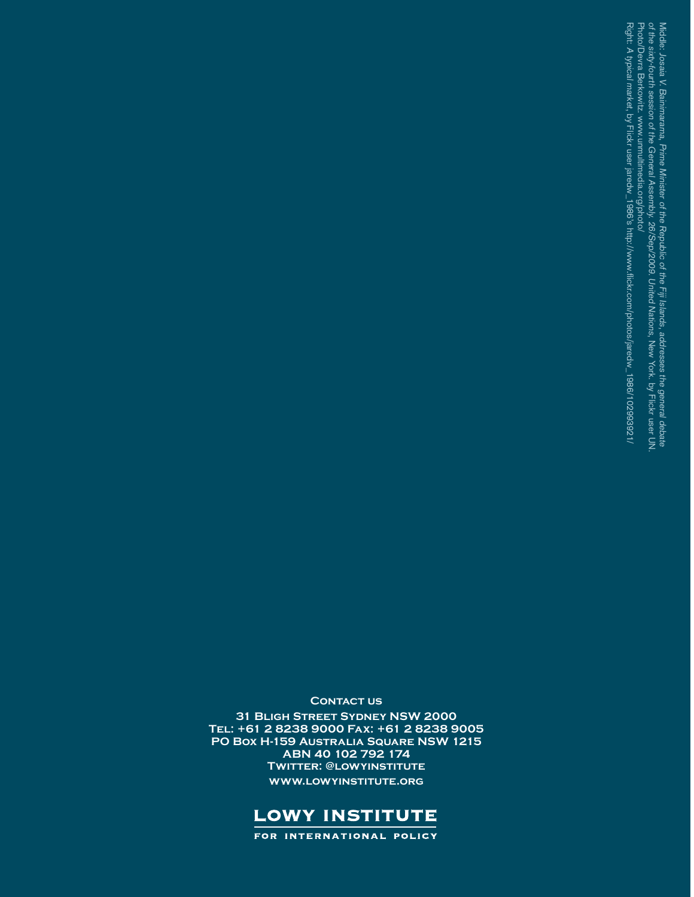*Middle: Josaia V. Bainimarama, Prime Minister of the Republic of the Fiji Islands, addresses the general debate of the sixty-fourth session of the General Assembly. 26/Sep/2009. United Nations, New York.* by Flickr user UN. Photo/Devra Berkowitz. www.unmultimedia.org/photo/

*Right: A typical market*, by Flickr user jaredw_1986's http://www.flickr.com/photos/jaredw_1986/102993921/

**Contact us**

31 Bligh Street Sydney NSW 2000
Tel: +61 2 8238 9000 Fax: +61 2 8238 9005
PO Box H-159 Australia Square NSW 1215
ABN 40 102 792 174
Twitter: @lowyinstitute
www.lowyinstitute.org

**LOWY INSTITUTE**
**FOR INTERNATIONAL POLICY**